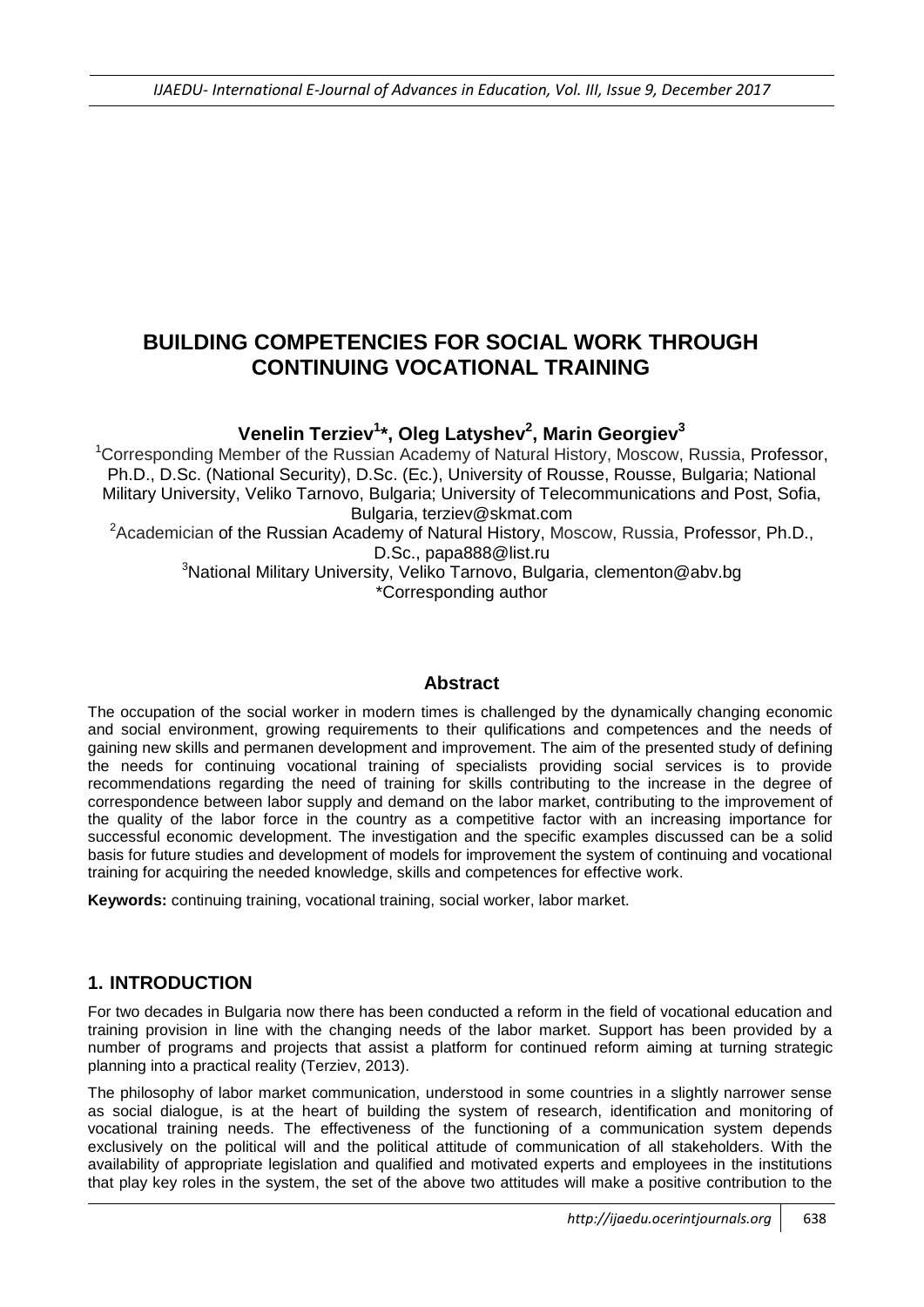# BUILDING COMPETENCIES FOR SOCIAL WORK THROUGH CONTINUING VOCATIONAL TRAINING

**Venelin Terziev[1]\*, Oleg Latyshev[2], Marin Georgiev[3]**

[1]Corresponding Member of the Russian Academy of Natural History, Moscow, Russia, Professor, Ph.D., D.Sc. (National Security), D.Sc. (Ec.), University of Rousse, Rousse, Bulgaria; National Military University, Veliko Tarnovo, Bulgaria; University of Telecommunications and Post, Sofia, Bulgaria, terziev@skmat.com

[2]Academician of the Russian Academy of Natural History, Moscow, Russia, Professor, Ph.D., D.Sc., papa888@list.ru

[3]National Military University, Veliko Tarnovo, Bulgaria, clementon@abv.bg

\*Corresponding author

## Abstract

The occupation of the social worker in modern times is challenged by the dynamically changing economic and social environment, growing requirements to their qulifications and competences and the needs of gaining new skills and permanen development and improvement. The aim of the presented study of defining the needs for continuing vocational training of specialists providing social services is to provide recommendations regarding the need of training for skills contributing to the increase in the degree of correspondence between labor supply and demand on the labor market, contributing to the improvement of the quality of the labor force in the country as a competitive factor with an increasing importance for successful economic development. The investigation and the specific examples discussed can be a solid basis for future studies and development of models for improvement the system of continuing and vocational training for acquiring the needed knowledge, skills and competences for effective work.

**Keywords:** continuing training, vocational training, social worker, labor market.

## 1. INTRODUCTION

For two decades in Bulgaria now there has been conducted a reform in the field of vocational education and training provision in line with the changing needs of the labor market. Support has been provided by a number of programs and projects that assist a platform for continued reform aiming at turning strategic planning into a practical reality (Terziev, 2013).

The philosophy of labor market communication, understood in some countries in a slightly narrower sense as social dialogue, is at the heart of building the system of research, identification and monitoring of vocational training needs. The effectiveness of the functioning of a communication system depends exclusively on the political will and the political attitude of communication of all stakeholders. With the availability of appropriate legislation and qualified and motivated experts and employees in the institutions that play key roles in the system, the set of the above two attitudes will make a positive contribution to the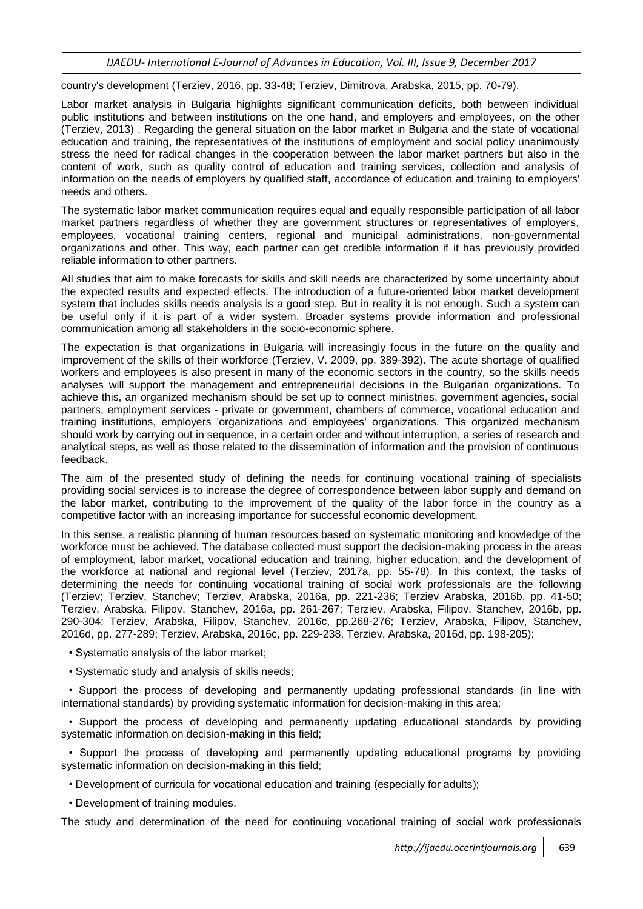country's development (Terziev, 2016, pp. 33-48; Terziev, Dimitrova, Arabska, 2015, pp. 70-79).

Labor market analysis in Bulgaria highlights significant communication deficits, both between individual public institutions and between institutions on the one hand, and employers and employees, on the other (Terziev, 2013) . Regarding the general situation on the labor market in Bulgaria and the state of vocational education and training, the representatives of the institutions of employment and social policy unanimously stress the need for radical changes in the cooperation between the labor market partners but also in the content of work, such as quality control of education and training services, collection and analysis of information on the needs of employers by qualified staff, accordance of education and training to employers' needs and others.

The systematic labor market communication requires equal and equally responsible participation of all labor market partners regardless of whether they are government structures or representatives of employers, employees, vocational training centers, regional and municipal administrations, non-governmental organizations and other. This way, each partner can get credible information if it has previously provided reliable information to other partners.

All studies that aim to make forecasts for skills and skill needs are characterized by some uncertainty about the expected results and expected effects. The introduction of a future-oriented labor market development system that includes skills needs analysis is a good step. But in reality it is not enough. Such a system can be useful only if it is part of a wider system. Broader systems provide information and professional communication among all stakeholders in the socio-economic sphere.

The expectation is that organizations in Bulgaria will increasingly focus in the future on the quality and improvement of the skills of their workforce (Terziev, V. 2009, pp. 389-392). The acute shortage of qualified workers and employees is also present in many of the economic sectors in the country, so the skills needs analyses will support the management and entrepreneurial decisions in the Bulgarian organizations. To achieve this, an organized mechanism should be set up to connect ministries, government agencies, social partners, employment services - private or government, chambers of commerce, vocational education and training institutions, employers 'organizations and employees' organizations. This organized mechanism should work by carrying out in sequence, in a certain order and without interruption, a series of research and analytical steps, as well as those related to the dissemination of information and the provision of continuous feedback.

The aim of the presented study of defining the needs for continuing vocational training of specialists providing social services is to increase the degree of correspondence between labor supply and demand on the labor market, contributing to the improvement of the quality of the labor force in the country as a competitive factor with an increasing importance for successful economic development.

In this sense, a realistic planning of human resources based on systematic monitoring and knowledge of the workforce must be achieved. The database collected must support the decision-making process in the areas of employment, labor market, vocational education and training, higher education, and the development of the workforce at national and regional level (Terziev, 2017a, pp. 55-78). In this context, the tasks of determining the needs for continuing vocational training of social work professionals are the following (Terziev; Terziev, Stanchev; Terziev, Arabska, 2016a, pp. 221-236; Terziev Arabska, 2016b, pp. 41-50; Terziev, Arabska, Filipov, Stanchev, 2016a, pp. 261-267; Terziev, Arabska, Filipov, Stanchev, 2016b, pp. 290-304; Terziev, Arabska, Filipov, Stanchev, 2016c, pp.268-276; Terziev, Arabska, Filipov, Stanchev, 2016d, pp. 277-289; Terziev, Arabska, 2016c, pp. 229-238, Terziev, Arabska, 2016d, pp. 198-205):

- Systematic analysis of the labor market;
- Systematic study and analysis of skills needs;
- Support the process of developing and permanently updating professional standards (in line with international standards) by providing systematic information for decision-making in this area;
- Support the process of developing and permanently updating educational standards by providing systematic information on decision-making in this field;
- Support the process of developing and permanently updating educational programs by providing systematic information on decision-making in this field;
- Development of curricula for vocational education and training (especially for adults);
- Development of training modules.

The study and determination of the need for continuing vocational training of social work professionals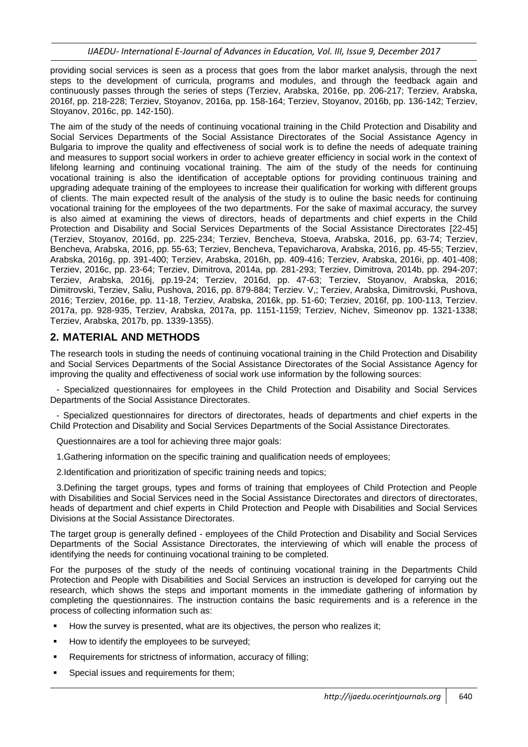providing social services is seen as a process that goes from the labor market analysis, through the next steps to the development of curricula, programs and modules, and through the feedback again and continuously passes through the series of steps (Terziev, Arabska, 2016e, pp. 206-217; Terziev, Arabska, 2016f, pp. 218-228; Terziev, Stoyanov, 2016a, pp. 158-164; Terziev, Stoyanov, 2016b, pp. 136-142; Terziev, Stoyanov, 2016c, pp. 142-150).

The aim of the study of the needs of continuing vocational training in the Child Protection and Disability and Social Services Departments of the Social Assistance Directorates of the Social Assistance Agency in Bulgaria to improve the quality and effectiveness of social work is to define the needs of adequate training and measures to support social workers in order to achieve greater efficiency in social work in the context of lifelong learning and continuing vocational training. The aim of the study of the needs for continuing vocational training is also the identification of acceptable options for providing continuous training and upgrading adequate training of the employees to increase their qualification for working with different groups of clients. The main expected result of the analysis of the study is to ouline the basic needs for continuing vocational training for the employees of the two departments. For the sake of maximal accuracy, the survey is also aimed at examining the views of directors, heads of departments and chief experts in the Child Protection and Disability and Social Services Departments of the Social Assistance Directorates [22-45] (Terziev, Stoyanov, 2016d, pp. 225-234; Terziev, Bencheva, Stoeva, Arabska, 2016, pp. 63-74; Terziev, Bencheva, Arabska, 2016, pp. 55-63; Terziev, Bencheva, Tepavicharova, Arabska, 2016, pp. 45-55; Terziev, Arabska, 2016g, pp. 391-400; Terziev, Arabska, 2016h, pp. 409-416; Terziev, Arabska, 2016i, pp. 401-408; Terziev, 2016c, pp. 23-64; Terziev, Dimitrova, 2014a, pp. 281-293; Terziev, Dimitrova, 2014b, pp. 294-207; Terziev, Arabska, 2016j, pp.19-24; Terziev, 2016d, pp. 47-63; Terziev, Stoyanov, Arabska, 2016; Dimitrovski, Terziev, Saliu, Pushova, 2016, pp. 879-884; Terziev. V,; Terziev, Arabska, Dimitrovski, Pushova, 2016; Terziev, 2016e, pp. 11-18, Terziev, Arabska, 2016k, pp. 51-60; Terziev, 2016f, pp. 100-113, Terziev. 2017a, pp. 928-935, Terziev, Arabska, 2017a, pp. 1151-1159; Terziev, Nichev, Simeonov pp. 1321-1338; Terziev, Arabska, 2017b, pp. 1339-1355).

## 2. MATERIAL AND METHODS

The research tools in studing the needs of continuing vocational training in the Child Protection and Disability and Social Services Departments of the Social Assistance Directorates of the Social Assistance Agency for improving the quality and effectiveness of social work use information by the following sources:

- Specialized questionnaires for employees in the Child Protection and Disability and Social Services Departments of the Social Assistance Directorates.

- Specialized questionnaires for directors of directorates, heads of departments and chief experts in the Child Protection and Disability and Social Services Departments of the Social Assistance Directorates.

Questionnaires are a tool for achieving three major goals:

1. Gathering information on the specific training and qualification needs of employees;

2. Identification and prioritization of specific training needs and topics;

3. Defining the target groups, types and forms of training that employees of Child Protection and People with Disabilities and Social Services need in the Social Assistance Directorates and directors of directorates, heads of department and chief experts in Child Protection and People with Disabilities and Social Services Divisions at the Social Assistance Directorates.

The target group is generally defined - employees of the Child Protection and Disability and Social Services Departments of the Social Assistance Directorates, the interviewing of which will enable the process of identifying the needs for continuing vocational training to be completed.

For the purposes of the study of the needs of continuing vocational training in the Departments Child Protection and People with Disabilities and Social Services an instruction is developed for carrying out the research, which shows the steps and important moments in the immediate gathering of information by completing the questionnaires. The instruction contains the basic requirements and is a reference in the process of collecting information such as:

- How the survey is presented, what are its objectives, the person who realizes it;
- How to identify the employees to be surveyed;
- Requirements for strictness of information, accuracy of filling;
- Special issues and requirements for them;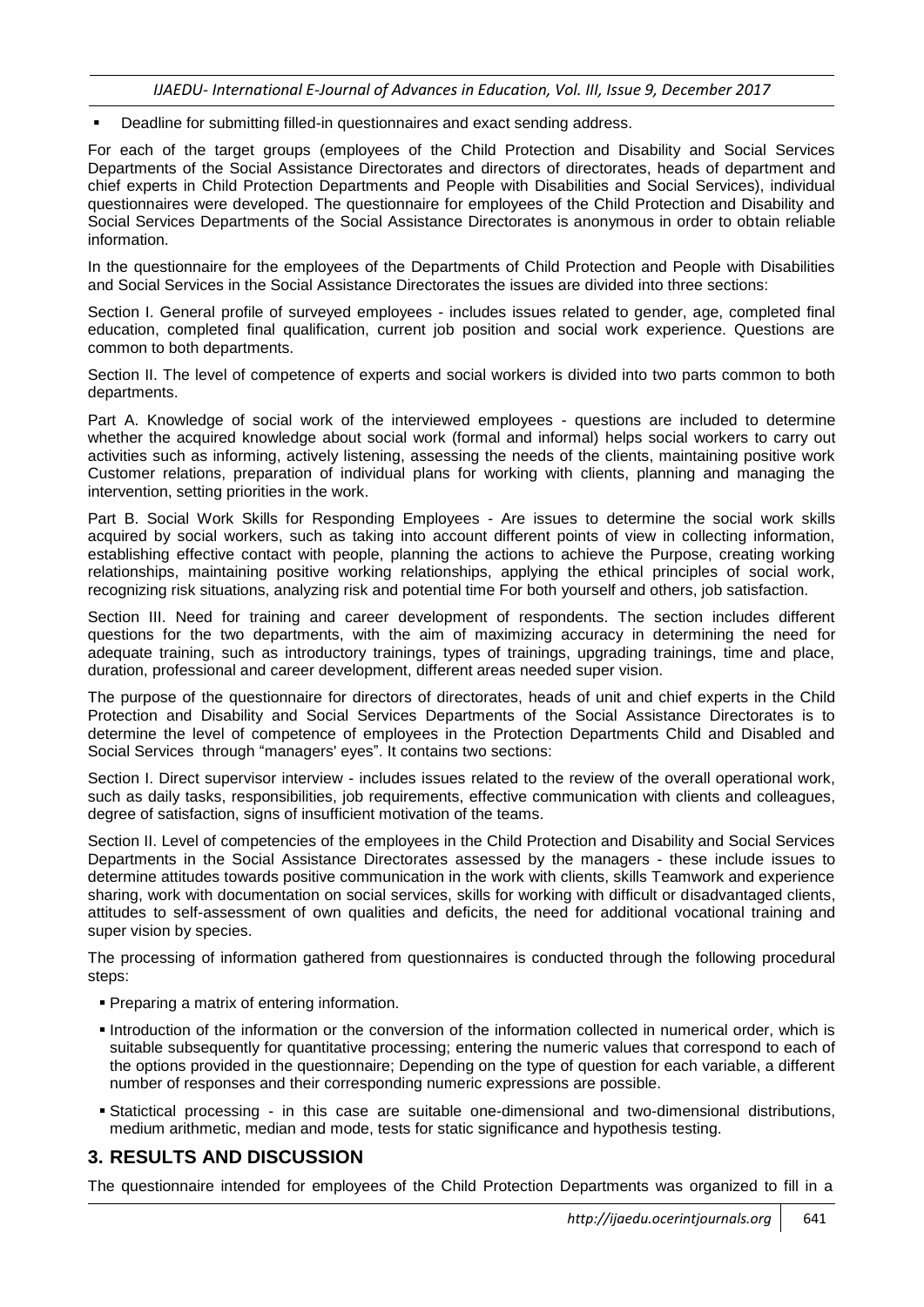- Deadline for submitting filled-in questionnaires and exact sending address.

For each of the target groups (employees of the Child Protection and Disability and Social Services Departments of the Social Assistance Directorates and directors of directorates, heads of department and chief experts in Child Protection Departments and People with Disabilities and Social Services), individual questionnaires were developed. The questionnaire for employees of the Child Protection and Disability and Social Services Departments of the Social Assistance Directorates is anonymous in order to obtain reliable information.

In the questionnaire for the employees of the Departments of Child Protection and People with Disabilities and Social Services in the Social Assistance Directorates the issues are divided into three sections:

Section I. General profile of surveyed employees - includes issues related to gender, age, completed final education, completed final qualification, current job position and social work experience. Questions are common to both departments.

Section II. The level of competence of experts and social workers is divided into two parts common to both departments.

Part A. Knowledge of social work of the interviewed employees - questions are included to determine whether the acquired knowledge about social work (formal and informal) helps social workers to carry out activities such as informing, actively listening, assessing the needs of the clients, maintaining positive work Customer relations, preparation of individual plans for working with clients, planning and managing the intervention, setting priorities in the work.

Part B. Social Work Skills for Responding Employees - Are issues to determine the social work skills acquired by social workers, such as taking into account different points of view in collecting information, establishing effective contact with people, planning the actions to achieve the Purpose, creating working relationships, maintaining positive working relationships, applying the ethical principles of social work, recognizing risk situations, analyzing risk and potential time For both yourself and others, job satisfaction.

Section III. Need for training and career development of respondents. The section includes different questions for the two departments, with the aim of maximizing accuracy in determining the need for adequate training, such as introductory trainings, types of trainings, upgrading trainings, time and place, duration, professional and career development, different areas needed super vision.

The purpose of the questionnaire for directors of directorates, heads of unit and chief experts in the Child Protection and Disability and Social Services Departments of the Social Assistance Directorates is to determine the level of competence of employees in the Protection Departments Child and Disabled and Social Services through "managers' eyes". It contains two sections:

Section I. Direct supervisor interview - includes issues related to the review of the overall operational work, such as daily tasks, responsibilities, job requirements, effective communication with clients and colleagues, degree of satisfaction, signs of insufficient motivation of the teams.

Section II. Level of competencies of the employees in the Child Protection and Disability and Social Services Departments in the Social Assistance Directorates assessed by the managers - these include issues to determine attitudes towards positive communication in the work with clients, skills Teamwork and experience sharing, work with documentation on social services, skills for working with difficult or disadvantaged clients, attitudes to self-assessment of own qualities and deficits, the need for additional vocational training and super vision by species.

The processing of information gathered from questionnaires is conducted through the following procedural steps:

- Preparing a matrix of entering information.
- Introduction of the information or the conversion of the information collected in numerical order, which is suitable subsequently for quantitative processing; entering the numeric values that correspond to each of the options provided in the questionnaire; Depending on the type of question for each variable, a different number of responses and their corresponding numeric expressions are possible.
- Statictical processing - in this case are suitable one-dimensional and two-dimensional distributions, medium arithmetic, median and mode, tests for static significance and hypothesis testing.

## 3. RESULTS AND DISCUSSION

The questionnaire intended for employees of the Child Protection Departments was organized to fill in a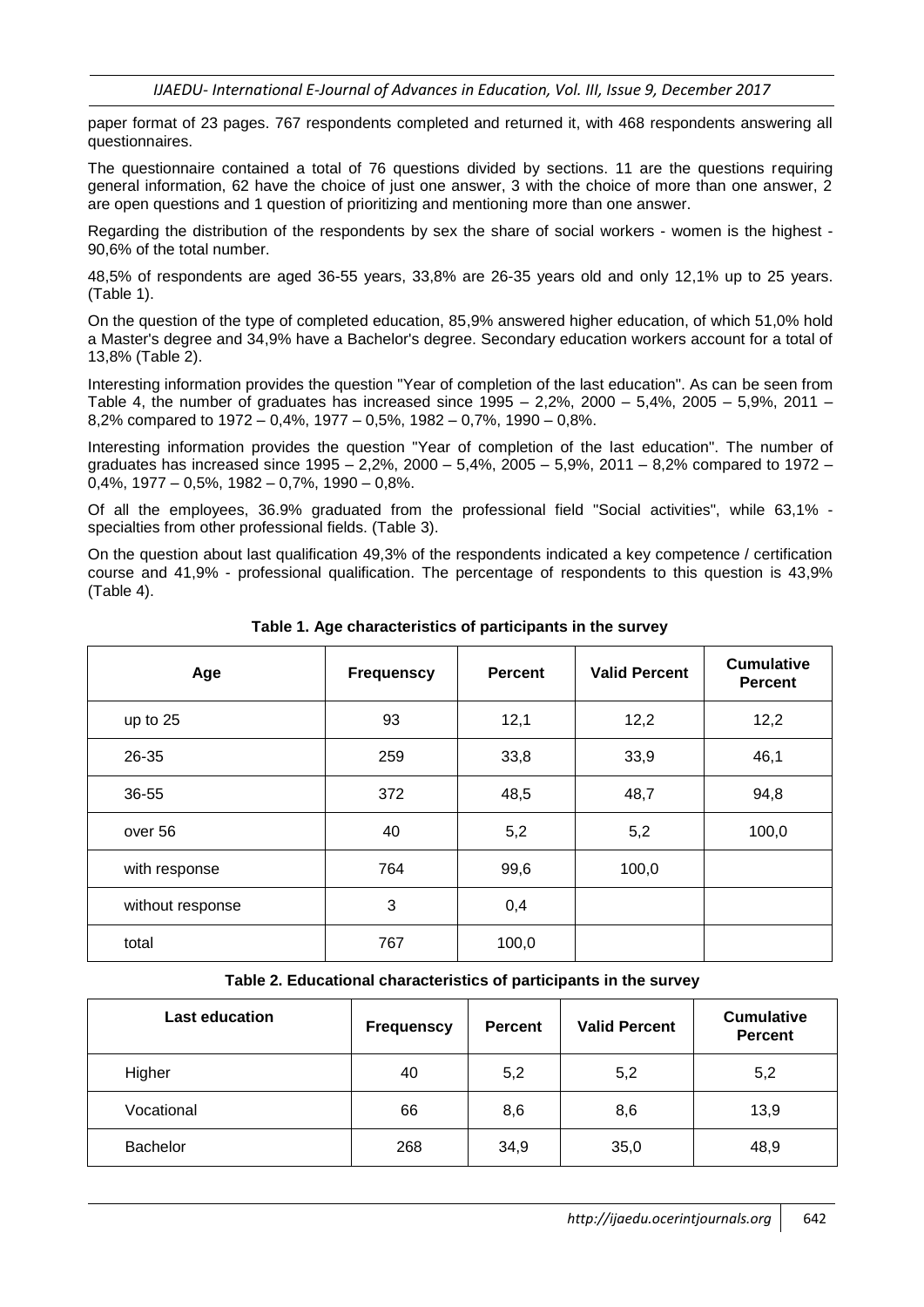paper format of 23 pages. 767 respondents completed and returned it, with 468 respondents answering all questionnaires.

The questionnaire contained a total of 76 questions divided by sections. 11 are the questions requiring general information, 62 have the choice of just one answer, 3 with the choice of more than one answer, 2 are open questions and 1 question of prioritizing and mentioning more than one answer.

Regarding the distribution of the respondents by sex the share of social workers - women is the highest - 90,6% of the total number.

48,5% of respondents are aged 36-55 years, 33,8% are 26-35 years old and only 12,1% up to 25 years. (Table 1).

On the question of the type of completed education, 85,9% answered higher education, of which 51,0% hold a Master's degree and 34,9% have a Bachelor's degree. Secondary education workers account for a total of 13,8% (Table 2).

Interesting information provides the question "Year of completion of the last education". As can be seen from Table 4, the number of graduates has increased since 1995 – 2,2%, 2000 – 5,4%, 2005 – 5,9%, 2011 – 8,2% compared to 1972 – 0,4%, 1977 – 0,5%, 1982 – 0,7%, 1990 – 0,8%.

Interesting information provides the question "Year of completion of the last education". The number of graduates has increased since 1995 – 2,2%, 2000 – 5,4%, 2005 – 5,9%, 2011 – 8,2% compared to 1972 – 0,4%, 1977 – 0,5%, 1982 – 0,7%, 1990 – 0,8%.

Of all the employees, 36.9% graduated from the professional field "Social activities", while 63,1% - specialties from other professional fields. (Table 3).

On the question about last qualification 49,3% of the respondents indicated a key competence / certification course and 41,9% - professional qualification. The percentage of respondents to this question is 43,9% (Table 4).

**Table 1. Age characteristics of participants in the survey**

| Age | Frequenscy | Percent | Valid Percent | Cumulative Percent |
|---|---|---|---|---|
| up to 25 | 93 | 12,1 | 12,2 | 12,2 |
| 26-35 | 259 | 33,8 | 33,9 | 46,1 |
| 36-55 | 372 | 48,5 | 48,7 | 94,8 |
| over 56 | 40 | 5,2 | 5,2 | 100,0 |
| with response | 764 | 99,6 | 100,0 | |
| without response | 3 | 0,4 | | |
| total | 767 | 100,0 | | |

**Table 2. Educational characteristics of participants in the survey**

| Last education | Frequenscy | Percent | Valid Percent | Cumulative Percent |
|---|---|---|---|---|
| Higher | 40 | 5,2 | 5,2 | 5,2 |
| Vocational | 66 | 8,6 | 8,6 | 13,9 |
| Bachelor | 268 | 34,9 | 35,0 | 48,9 |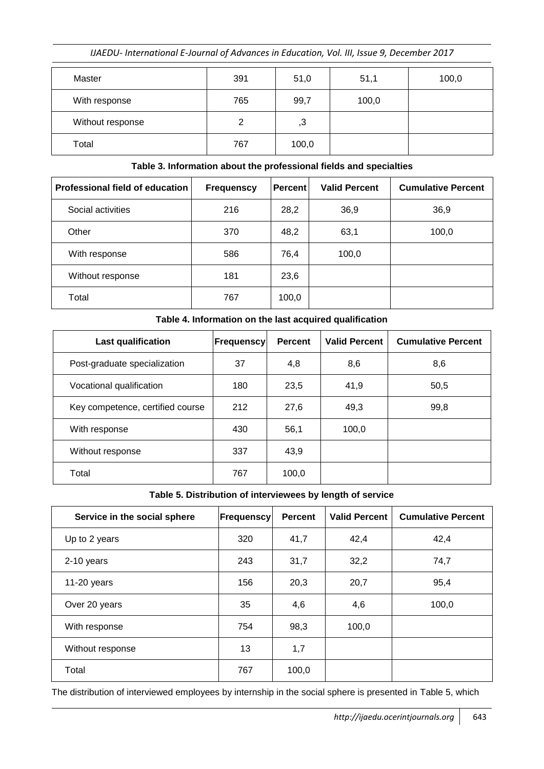| Master | 391 | 51,0 | 51,1 | 100,0 |
|---|---|---|---|---|
| With response | 765 | 99,7 | 100,0 | |
| Without response | 2 | ,3 | | |
| Total | 767 | 100,0 | | |

**Table 3. Information about the professional fields and specialties**

| Professional field of education | Frequenscy | Percent | Valid Percent | Cumulative Percent |
|---|---|---|---|---|
| Social activities | 216 | 28,2 | 36,9 | 36,9 |
| Other | 370 | 48,2 | 63,1 | 100,0 |
| With response | 586 | 76,4 | 100,0 | |
| Without response | 181 | 23,6 | | |
| Total | 767 | 100,0 | | |

**Table 4. Information on the last acquired qualification**

| Last qualification | Frequenscy | Percent | Valid Percent | Cumulative Percent |
|---|---|---|---|---|
| Post-graduate specialization | 37 | 4,8 | 8,6 | 8,6 |
| Vocational qualification | 180 | 23,5 | 41,9 | 50,5 |
| Key competence, certified course | 212 | 27,6 | 49,3 | 99,8 |
| With response | 430 | 56,1 | 100,0 | |
| Without response | 337 | 43,9 | | |
| Total | 767 | 100,0 | | |

**Table 5. Distribution of interviewees by length of service**

| Service in the social sphere | Frequenscy | Percent | Valid Percent | Cumulative Percent |
|---|---|---|---|---|
| Up to 2 years | 320 | 41,7 | 42,4 | 42,4 |
| 2-10 years | 243 | 31,7 | 32,2 | 74,7 |
| 11-20 years | 156 | 20,3 | 20,7 | 95,4 |
| Over 20 years | 35 | 4,6 | 4,6 | 100,0 |
| With response | 754 | 98,3 | 100,0 | |
| Without response | 13 | 1,7 | | |
| Total | 767 | 100,0 | | |

The distribution of interviewed employees by internship in the social sphere is presented in Table 5, which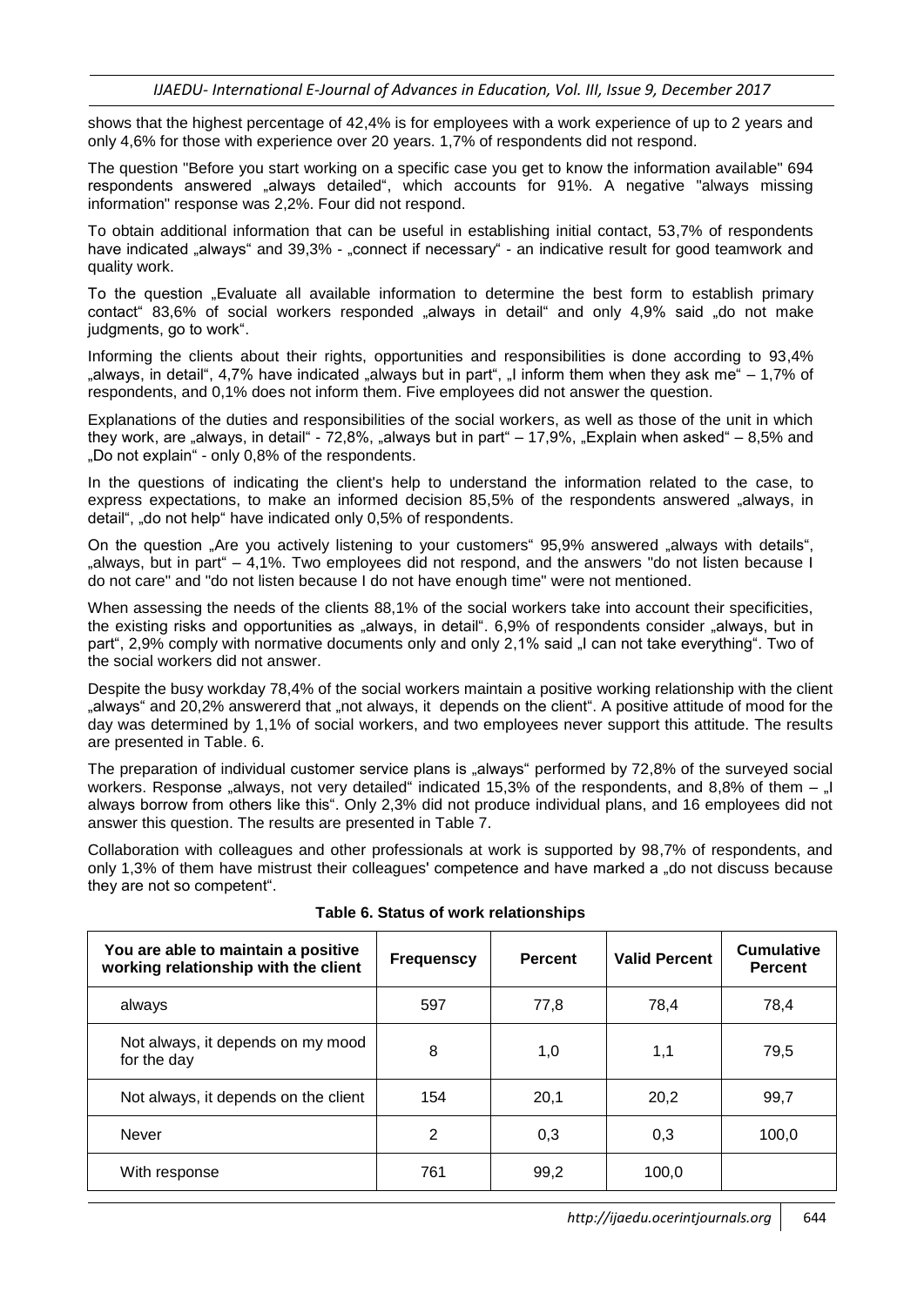shows that the highest percentage of 42,4% is for employees with a work experience of up to 2 years and only 4,6% for those with experience over 20 years. 1,7% of respondents did not respond.

The question "Before you start working on a specific case you get to know the information available" 694 respondents answered „always detailed", which accounts for 91%. A negative "always missing information" response was 2,2%. Four did not respond.

To obtain additional information that can be useful in establishing initial contact, 53,7% of respondents have indicated „always" and 39,3% - „connect if necessary" - an indicative result for good teamwork and quality work.

To the question „Evaluate all available information to determine the best form to establish primary contact" 83,6% of social workers responded „always in detail" and only 4,9% said „do not make judgments, go to work".

Informing the clients about their rights, opportunities and responsibilities is done according to 93,4% „always, in detail", 4,7% have indicated „always but in part", „I inform them when they ask me" – 1,7% of respondents, and 0,1% does not inform them. Five employees did not answer the question.

Explanations of the duties and responsibilities of the social workers, as well as those of the unit in which they work, are „always, in detail" - 72,8%, „always but in part" – 17,9%, „Explain when asked" – 8,5% and „Do not explain" - only 0,8% of the respondents.

In the questions of indicating the client's help to understand the information related to the case, to express expectations, to make an informed decision 85,5% of the respondents answered „always, in detail", „do not help" have indicated only 0,5% of respondents.

On the question „Are you actively listening to your customers" 95,9% answered „always with details", „always, but in part" – 4,1%. Two employees did not respond, and the answers "do not listen because I do not care" and "do not listen because I do not have enough time" were not mentioned.

When assessing the needs of the clients 88,1% of the social workers take into account their specificities, the existing risks and opportunities as „always, in detail". 6,9% of respondents consider „always, but in part", 2,9% comply with normative documents only and only 2,1% said „I can not take everything". Two of the social workers did not answer.

Despite the busy workday 78,4% of the social workers maintain a positive working relationship with the client „always" and 20,2% answererd that „not always, it depends on the client". A positive attitude of mood for the day was determined by 1,1% of social workers, and two employees never support this attitude. The results are presented in Table. 6.

The preparation of individual customer service plans is „always" performed by 72,8% of the surveyed social workers. Response „always, not very detailed" indicated 15,3% of the respondents, and 8,8% of them – „I always borrow from others like this". Only 2,3% did not produce individual plans, and 16 employees did not answer this question. The results are presented in Table 7.

Collaboration with colleagues and other professionals at work is supported by 98,7% of respondents, and only 1,3% of them have mistrust their colleagues' competence and have marked a „do not discuss because they are not so competent".

**Table 6. Status of work relationships**

| You are able to maintain a positive working relationship with the client | Frequenscy | Percent | Valid Percent | Cumulative Percent |
|---|---|---|---|---|
| always | 597 | 77,8 | 78,4 | 78,4 |
| Not always, it depends on my mood for the day | 8 | 1,0 | 1,1 | 79,5 |
| Not always, it depends on the client | 154 | 20,1 | 20,2 | 99,7 |
| Never | 2 | 0,3 | 0,3 | 100,0 |
| With response | 761 | 99,2 | 100,0 | |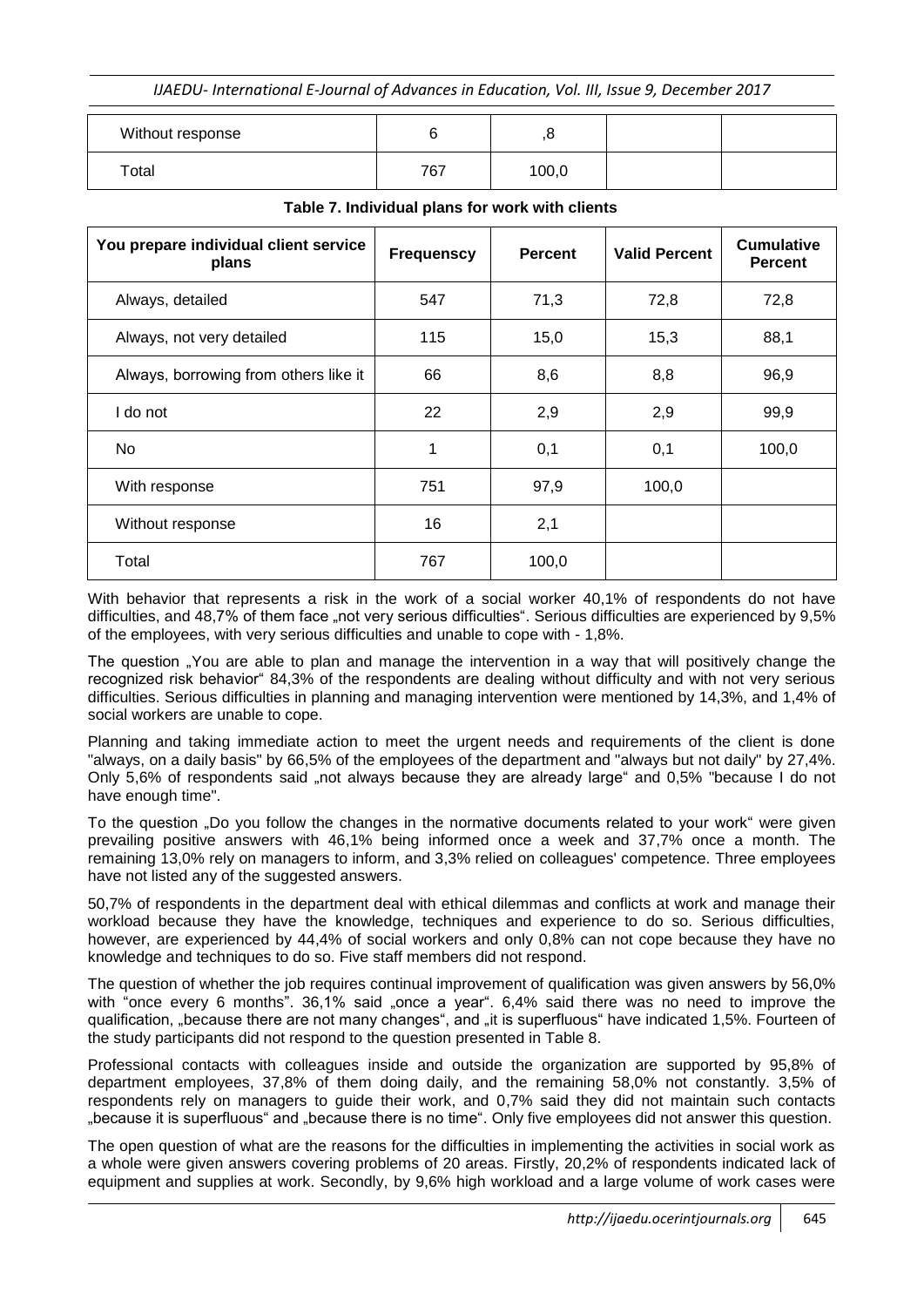| Without response | 6 | ,8 | | |
|---|---|---|---|---|
| Total | 767 | 100,0 | | |

**Table 7. Individual plans for work with clients**

| You prepare individual client service plans | Frequenscy | Percent | Valid Percent | Cumulative Percent |
|---|---|---|---|---|
| Always, detailed | 547 | 71,3 | 72,8 | 72,8 |
| Always, not very detailed | 115 | 15,0 | 15,3 | 88,1 |
| Always, borrowing from others like it | 66 | 8,6 | 8,8 | 96,9 |
| I do not | 22 | 2,9 | 2,9 | 99,9 |
| No | 1 | 0,1 | 0,1 | 100,0 |
| With response | 751 | 97,9 | 100,0 | |
| Without response | 16 | 2,1 | | |
| Total | 767 | 100,0 | | |

With behavior that represents a risk in the work of a social worker 40,1% of respondents do not have difficulties, and 48,7% of them face „not very serious difficulties". Serious difficulties are experienced by 9,5% of the employees, with very serious difficulties and unable to cope with - 1,8%.

The question „You are able to plan and manage the intervention in a way that will positively change the recognized risk behavior" 84,3% of the respondents are dealing without difficulty and with not very serious difficulties. Serious difficulties in planning and managing intervention were mentioned by 14,3%, and 1,4% of social workers are unable to cope.

Planning and taking immediate action to meet the urgent needs and requirements of the client is done "always, on a daily basis" by 66,5% of the employees of the department and "always but not daily" by 27,4%. Only 5,6% of respondents said „not always because they are already large" and 0,5% "because I do not have enough time".

To the question „Do you follow the changes in the normative documents related to your work" were given prevailing positive answers with 46,1% being informed once a week and 37,7% once a month. The remaining 13,0% rely on managers to inform, and 3,3% relied on colleagues' competence. Three employees have not listed any of the suggested answers.

50,7% of respondents in the department deal with ethical dilemmas and conflicts at work and manage their workload because they have the knowledge, techniques and experience to do so. Serious difficulties, however, are experienced by 44,4% of social workers and only 0,8% can not cope because they have no knowledge and techniques to do so. Five staff members did not respond.

The question of whether the job requires continual improvement of qualification was given answers by 56,0% with "once every 6 months". 36,1% said „once a year". 6,4% said there was no need to improve the qualification, „because there are not many changes", and „it is superfluous" have indicated 1,5%. Fourteen of the study participants did not respond to the question presented in Table 8.

Professional contacts with colleagues inside and outside the organization are supported by 95,8% of department employees, 37,8% of them doing daily, and the remaining 58,0% not constantly. 3,5% of respondents rely on managers to guide their work, and 0,7% said they did not maintain such contacts „because it is superfluous" and „because there is no time". Only five employees did not answer this question.

The open question of what are the reasons for the difficulties in implementing the activities in social work as a whole were given answers covering problems of 20 areas. Firstly, 20,2% of respondents indicated lack of equipment and supplies at work. Secondly, by 9,6% high workload and a large volume of work cases were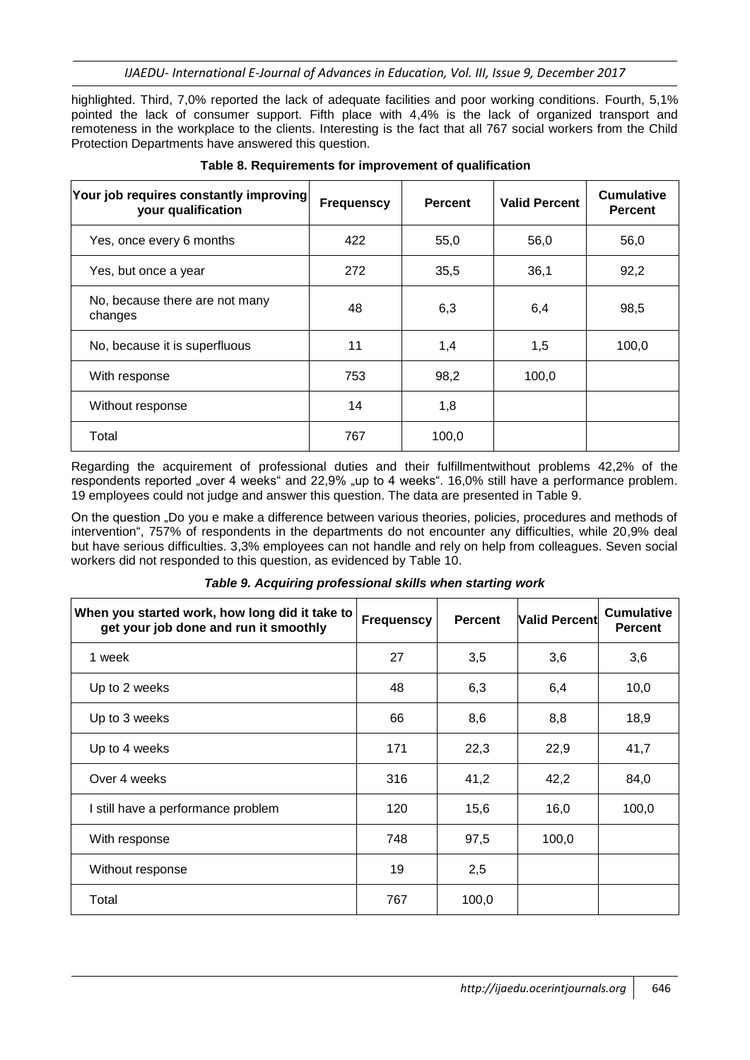highlighted. Third, 7,0% reported the lack of adequate facilities and poor working conditions. Fourth, 5,1% pointed the lack of consumer support. Fifth place with 4,4% is the lack of organized transport and remoteness in the workplace to the clients. Interesting is the fact that all 767 social workers from the Child Protection Departments have answered this question.

**Table 8. Requirements for improvement of qualification**

| Your job requires constantly improving your qualification | Frequenscy | Percent | Valid Percent | Cumulative Percent |
|---|---|---|---|---|
| Yes, once every 6 months | 422 | 55,0 | 56,0 | 56,0 |
| Yes, but once a year | 272 | 35,5 | 36,1 | 92,2 |
| No, because there are not many changes | 48 | 6,3 | 6,4 | 98,5 |
| No, because it is superfluous | 11 | 1,4 | 1,5 | 100,0 |
| With response | 753 | 98,2 | 100,0 | |
| Without response | 14 | 1,8 | | |
| Total | 767 | 100,0 | | |

Regarding the acquirement of professional duties and their fulfillmentwithout problems 42,2% of the respondents reported „over 4 weeks" and 22,9% „up to 4 weeks". 16,0% still have a performance problem. 19 employees could not judge and answer this question. The data are presented in Table 9.

On the question „Do you e make a difference between various theories, policies, procedures and methods of intervention", 757% of respondents in the departments do not encounter any difficulties, while 20,9% deal but have serious difficulties. 3,3% employees can not handle and rely on help from colleagues. Seven social workers did not responded to this question, as evidenced by Table 10.

***Table 9. Acquiring professional skills when starting work***

| When you started work, how long did it take to get your job done and run it smoothly | Frequenscy | Percent | Valid Percent | Cumulative Percent |
|---|---|---|---|---|
| 1 week | 27 | 3,5 | 3,6 | 3,6 |
| Up to 2 weeks | 48 | 6,3 | 6,4 | 10,0 |
| Up to 3 weeks | 66 | 8,6 | 8,8 | 18,9 |
| Up to 4 weeks | 171 | 22,3 | 22,9 | 41,7 |
| Over 4 weeks | 316 | 41,2 | 42,2 | 84,0 |
| I still have a performance problem | 120 | 15,6 | 16,0 | 100,0 |
| With response | 748 | 97,5 | 100,0 | |
| Without response | 19 | 2,5 | | |
| Total | 767 | 100,0 | | |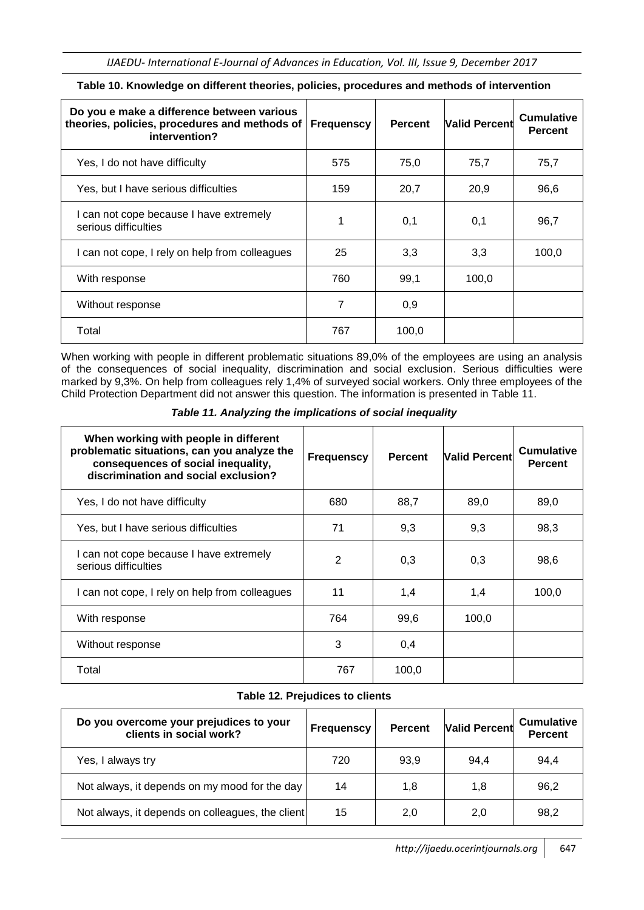**Table 10. Knowledge on different theories, policies, procedures and methods of intervention**

| Do you e make a difference between various theories, policies, procedures and methods of intervention? | Frequenscy | Percent | Valid Percent | Cumulative Percent |
|---|---|---|---|---|
| Yes, I do not have difficulty | 575 | 75,0 | 75,7 | 75,7 |
| Yes, but I have serious difficulties | 159 | 20,7 | 20,9 | 96,6 |
| I can not cope because I have extremely serious difficulties | 1 | 0,1 | 0,1 | 96,7 |
| I can not cope, I rely on help from colleagues | 25 | 3,3 | 3,3 | 100,0 |
| With response | 760 | 99,1 | 100,0 | |
| Without response | 7 | 0,9 | | |
| Total | 767 | 100,0 | | |

When working with people in different problematic situations 89,0% of the employees are using an analysis of the consequences of social inequality, discrimination and social exclusion. Serious difficulties were marked by 9,3%. On help from colleagues rely 1,4% of surveyed social workers. Only three employees of the Child Protection Department did not answer this question. The information is presented in Table 11.

***Table 11. Analyzing the implications of social inequality***

| When working with people in different problematic situations, can you analyze the consequences of social inequality, discrimination and social exclusion? | Frequenscy | Percent | Valid Percent | Cumulative Percent |
|---|---|---|---|---|
| Yes, I do not have difficulty | 680 | 88,7 | 89,0 | 89,0 |
| Yes, but I have serious difficulties | 71 | 9,3 | 9,3 | 98,3 |
| I can not cope because I have extremely serious difficulties | 2 | 0,3 | 0,3 | 98,6 |
| I can not cope, I rely on help from colleagues | 11 | 1,4 | 1,4 | 100,0 |
| With response | 764 | 99,6 | 100,0 | |
| Without response | 3 | 0,4 | | |
| Total | 767 | 100,0 | | |

**Table 12. Prejudices to clients**

| Do you overcome your prejudices to your clients in social work? | Frequenscy | Percent | Valid Percent | Cumulative Percent |
|---|---|---|---|---|
| Yes, I always try | 720 | 93,9 | 94,4 | 94,4 |
| Not always, it depends on my mood for the day | 14 | 1,8 | 1,8 | 96,2 |
| Not always, it depends on colleagues, the client | 15 | 2,0 | 2,0 | 98,2 |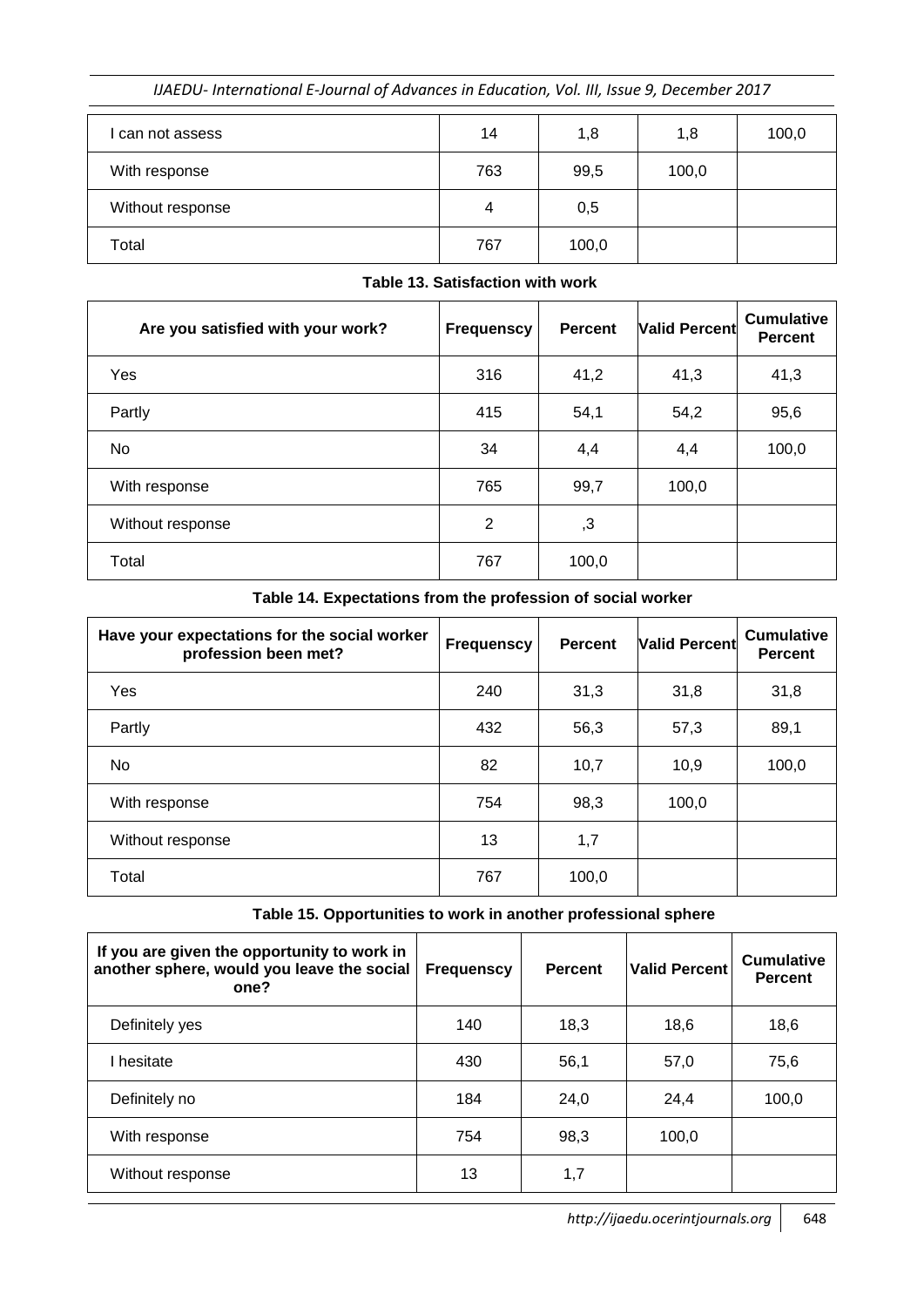| I can not assess | 14 | 1,8 | 1,8 | 100,0 |
|---|---|---|---|---|
| With response | 763 | 99,5 | 100,0 | |
| Without response | 4 | 0,5 | | |
| Total | 767 | 100,0 | | |

**Table 13. Satisfaction with work**

| Are you satisfied with your work? | Frequenscy | Percent | Valid Percent | Cumulative Percent |
|---|---|---|---|---|
| Yes | 316 | 41,2 | 41,3 | 41,3 |
| Partly | 415 | 54,1 | 54,2 | 95,6 |
| No | 34 | 4,4 | 4,4 | 100,0 |
| With response | 765 | 99,7 | 100,0 | |
| Without response | 2 | ,3 | | |
| Total | 767 | 100,0 | | |

**Table 14. Expectations from the profession of social worker**

| Have your expectations for the social worker profession been met? | Frequenscy | Percent | Valid Percent | Cumulative Percent |
|---|---|---|---|---|
| Yes | 240 | 31,3 | 31,8 | 31,8 |
| Partly | 432 | 56,3 | 57,3 | 89,1 |
| No | 82 | 10,7 | 10,9 | 100,0 |
| With response | 754 | 98,3 | 100,0 | |
| Without response | 13 | 1,7 | | |
| Total | 767 | 100,0 | | |

**Table 15. Opportunities to work in another professional sphere**

| If you are given the opportunity to work in another sphere, would you leave the social one? | Frequenscy | Percent | Valid Percent | Cumulative Percent |
|---|---|---|---|---|
| Definitely yes | 140 | 18,3 | 18,6 | 18,6 |
| I hesitate | 430 | 56,1 | 57,0 | 75,6 |
| Definitely no | 184 | 24,0 | 24,4 | 100,0 |
| With response | 754 | 98,3 | 100,0 | |
| Without response | 13 | 1,7 | | |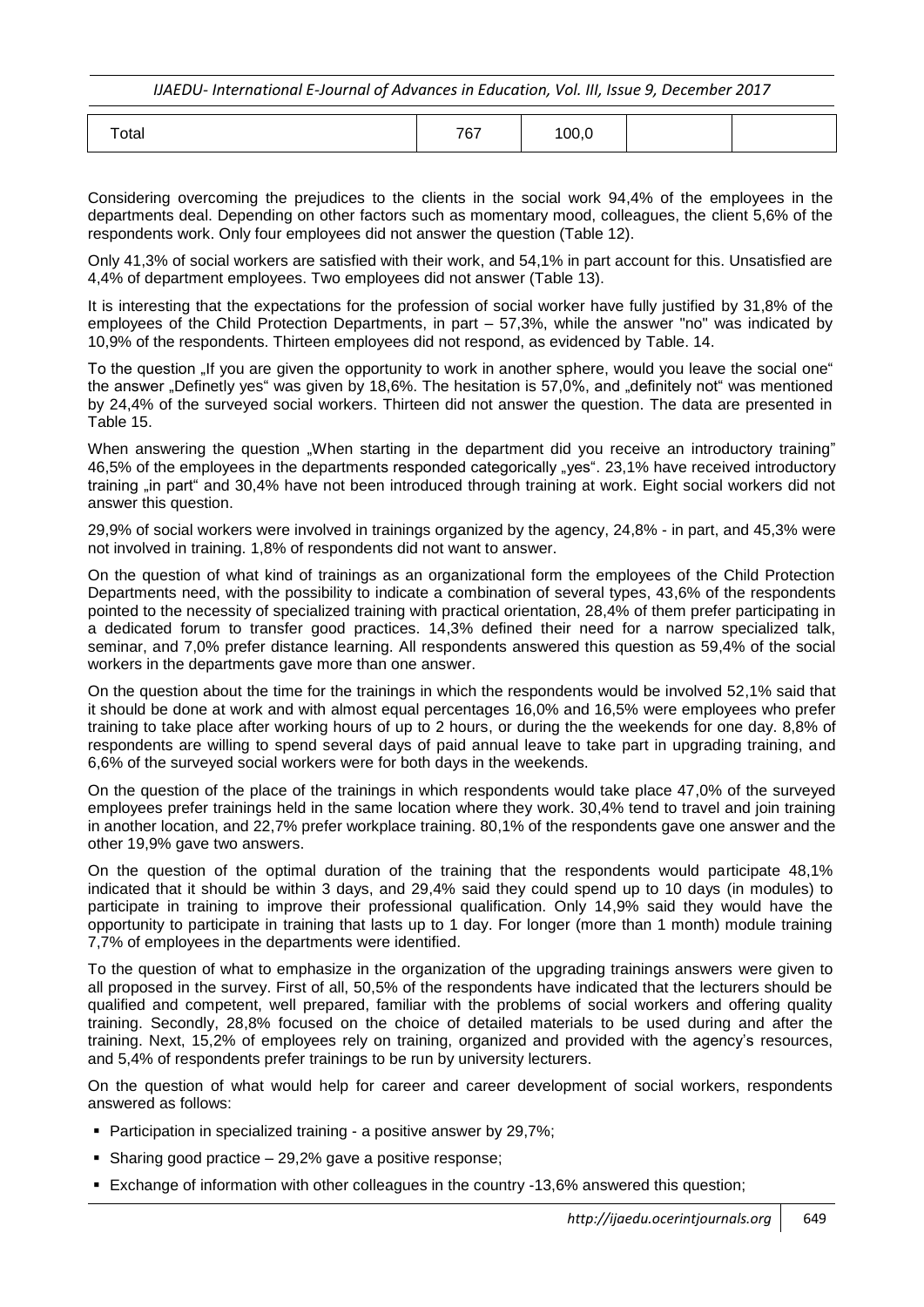| Total | 767 | 100,0 | | |
|---|---|---|---|---|

Considering overcoming the prejudices to the clients in the social work 94,4% of the employees in the departments deal. Depending on other factors such as momentary mood, colleagues, the client 5,6% of the respondents work. Only four employees did not answer the question (Table 12).

Only 41,3% of social workers are satisfied with their work, and 54,1% in part account for this. Unsatisfied are 4,4% of department employees. Two employees did not answer (Table 13).

It is interesting that the expectations for the profession of social worker have fully justified by 31,8% of the employees of the Child Protection Departments, in part – 57,3%, while the answer "no" was indicated by 10,9% of the respondents. Thirteen employees did not respond, as evidenced by Table. 14.

To the question „If you are given the opportunity to work in another sphere, would you leave the social one" the answer „Definetly yes" was given by 18,6%. The hesitation is 57,0%, and „definitely not" was mentioned by 24,4% of the surveyed social workers. Thirteen did not answer the question. The data are presented in Table 15.

When answering the question „When starting in the department did you receive an introductory training" 46,5% of the employees in the departments responded categorically „yes". 23,1% have received introductory training „in part" and 30,4% have not been introduced through training at work. Eight social workers did not answer this question.

29,9% of social workers were involved in trainings organized by the agency, 24,8% - in part, and 45,3% were not involved in training. 1,8% of respondents did not want to answer.

On the question of what kind of trainings as an organizational form the employees of the Child Protection Departments need, with the possibility to indicate a combination of several types, 43,6% of the respondents pointed to the necessity of specialized training with practical orientation, 28,4% of them prefer participating in a dedicated forum to transfer good practices. 14,3% defined their need for a narrow specialized talk, seminar, and 7,0% prefer distance learning. All respondents answered this question as 59,4% of the social workers in the departments gave more than one answer.

On the question about the time for the trainings in which the respondents would be involved 52,1% said that it should be done at work and with almost equal percentages 16,0% and 16,5% were employees who prefer training to take place after working hours of up to 2 hours, or during the the weekends for one day. 8,8% of respondents are willing to spend several days of paid annual leave to take part in upgrading training, and 6,6% of the surveyed social workers were for both days in the weekends.

On the question of the place of the trainings in which respondents would take place 47,0% of the surveyed employees prefer trainings held in the same location where they work. 30,4% tend to travel and join training in another location, and 22,7% prefer workplace training. 80,1% of the respondents gave one answer and the other 19,9% gave two answers.

On the question of the optimal duration of the training that the respondents would participate 48,1% indicated that it should be within 3 days, and 29,4% said they could spend up to 10 days (in modules) to participate in training to improve their professional qualification. Only 14,9% said they would have the opportunity to participate in training that lasts up to 1 day. For longer (more than 1 month) module training 7,7% of employees in the departments were identified.

To the question of what to emphasize in the organization of the upgrading trainings answers were given to all proposed in the survey. First of all, 50,5% of the respondents have indicated that the lecturers should be qualified and competent, well prepared, familiar with the problems of social workers and offering quality training. Secondly, 28,8% focused on the choice of detailed materials to be used during and after the training. Next, 15,2% of employees rely on training, organized and provided with the agency's resources, and 5,4% of respondents prefer trainings to be run by university lecturers.

On the question of what would help for career and career development of social workers, respondents answered as follows:

- Participation in specialized training - a positive answer by 29,7%;
- Sharing good practice – 29,2% gave a positive response;
- Exchange of information with other colleagues in the country -13,6% answered this question;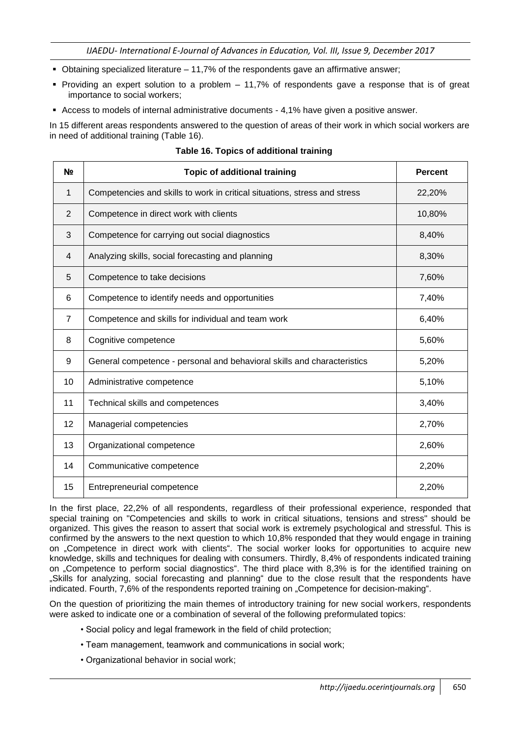- Obtaining specialized literature – 11,7% of the respondents gave an affirmative answer;
- Providing an expert solution to a problem – 11,7% of respondents gave a response that is of great importance to social workers;
- Access to models of internal administrative documents - 4,1% have given a positive answer.

In 15 different areas respondents answered to the question of areas of their work in which social workers are in need of additional training (Table 16).

**Table 16. Topics of additional training**

| № | Topic of additional training | Percent |
|---|---|---|
| 1 | Competencies and skills to work in critical situations, stress and stress | 22,20% |
| 2 | Competence in direct work with clients | 10,80% |
| 3 | Competence for carrying out social diagnostics | 8,40% |
| 4 | Analyzing skills, social forecasting and planning | 8,30% |
| 5 | Competence to take decisions | 7,60% |
| 6 | Competence to identify needs and opportunities | 7,40% |
| 7 | Competence and skills for individual and team work | 6,40% |
| 8 | Cognitive competence | 5,60% |
| 9 | General competence - personal and behavioral skills and characteristics | 5,20% |
| 10 | Administrative competence | 5,10% |
| 11 | Technical skills and competences | 3,40% |
| 12 | Managerial competencies | 2,70% |
| 13 | Organizational competence | 2,60% |
| 14 | Communicative competence | 2,20% |
| 15 | Entrepreneurial competence | 2,20% |

In the first place, 22,2% of all respondents, regardless of their professional experience, responded that special training on "Competencies and skills to work in critical situations, tensions and stress" should be organized. This gives the reason to assert that social work is extremely psychological and stressful. This is confirmed by the answers to the next question to which 10,8% responded that they would engage in training on „Competence in direct work with clients". The social worker looks for opportunities to acquire new knowledge, skills and techniques for dealing with consumers. Thirdly, 8,4% of respondents indicated training on „Competence to perform social diagnostics". The third place with 8,3% is for the identified training on „Skills for analyzing, social forecasting and planning" due to the close result that the respondents have indicated. Fourth, 7,6% of the respondents reported training on „Competence for decision-making".

On the question of prioritizing the main themes of introductory training for new social workers, respondents were asked to indicate one or a combination of several of the following preformulated topics:

- Social policy and legal framework in the field of child protection;
- Team management, teamwork and communications in social work;
- Organizational behavior in social work;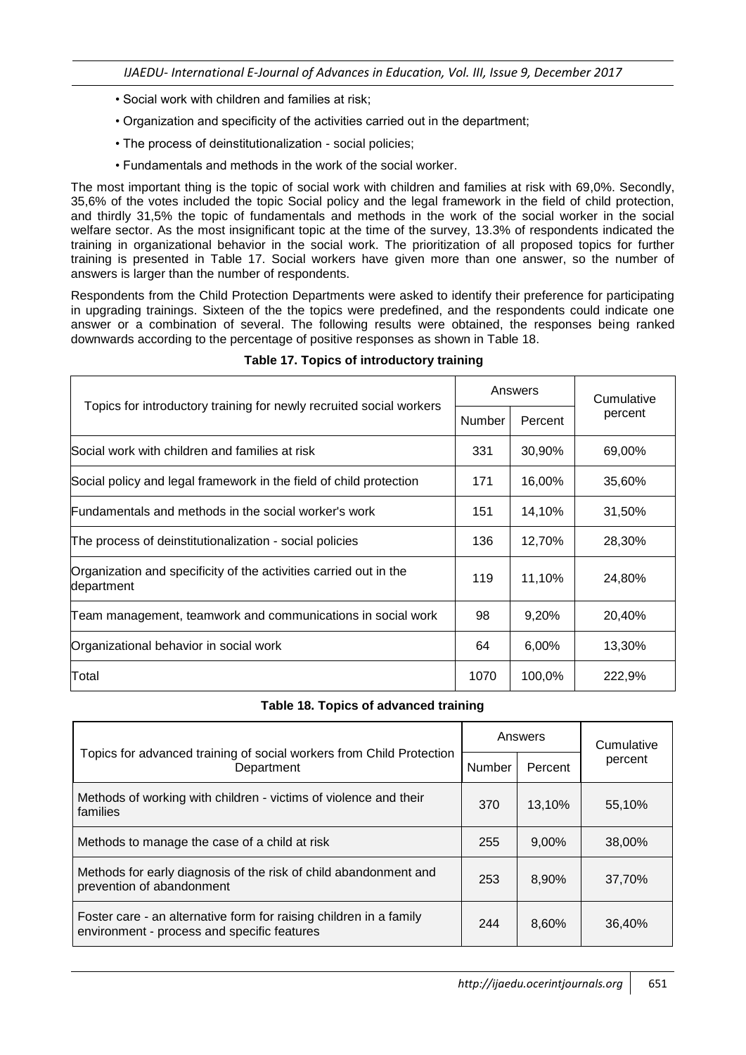- Social work with children and families at risk;
- Organization and specificity of the activities carried out in the department;
- The process of deinstitutionalization - social policies;
- Fundamentals and methods in the work of the social worker.

The most important thing is the topic of social work with children and families at risk with 69,0%. Secondly, 35,6% of the votes included the topic Social policy and the legal framework in the field of child protection, and thirdly 31,5% the topic of fundamentals and methods in the work of the social worker in the social welfare sector. As the most insignificant topic at the time of the survey, 13.3% of respondents indicated the training in organizational behavior in the social work. The prioritization of all proposed topics for further training is presented in Table 17. Social workers have given more than one answer, so the number of answers is larger than the number of respondents.

Respondents from the Child Protection Departments were asked to identify their preference for participating in upgrading trainings. Sixteen of the the topics were predefined, and the respondents could indicate one answer or a combination of several. The following results were obtained, the responses being ranked downwards according to the percentage of positive responses as shown in Table 18.

**Table 17. Topics of introductory training**

| Topics for introductory training for newly recruited social workers | Answers | | Cumulative percent |
|---|---|---|---|
| | Number | Percent | |
| Social work with children and families at risk | 331 | 30,90% | 69,00% |
| Social policy and legal framework in the field of child protection | 171 | 16,00% | 35,60% |
| Fundamentals and methods in the social worker's work | 151 | 14,10% | 31,50% |
| The process of deinstitutionalization - social policies | 136 | 12,70% | 28,30% |
| Organization and specificity of the activities carried out in the department | 119 | 11,10% | 24,80% |
| Team management, teamwork and communications in social work | 98 | 9,20% | 20,40% |
| Organizational behavior in social work | 64 | 6,00% | 13,30% |
| Total | 1070 | 100,0% | 222,9% |

**Table 18. Topics of advanced training**

| Topics for advanced training of social workers from Child Protection Department | Answers | | Cumulative percent |
|---|---|---|---|
| | Number | Percent | |
| Methods of working with children - victims of violence and their families | 370 | 13,10% | 55,10% |
| Methods to manage the case of a child at risk | 255 | 9,00% | 38,00% |
| Methods for early diagnosis of the risk of child abandonment and prevention of abandonment | 253 | 8,90% | 37,70% |
| Foster care - an alternative form for raising children in a family environment - process and specific features | 244 | 8,60% | 36,40% |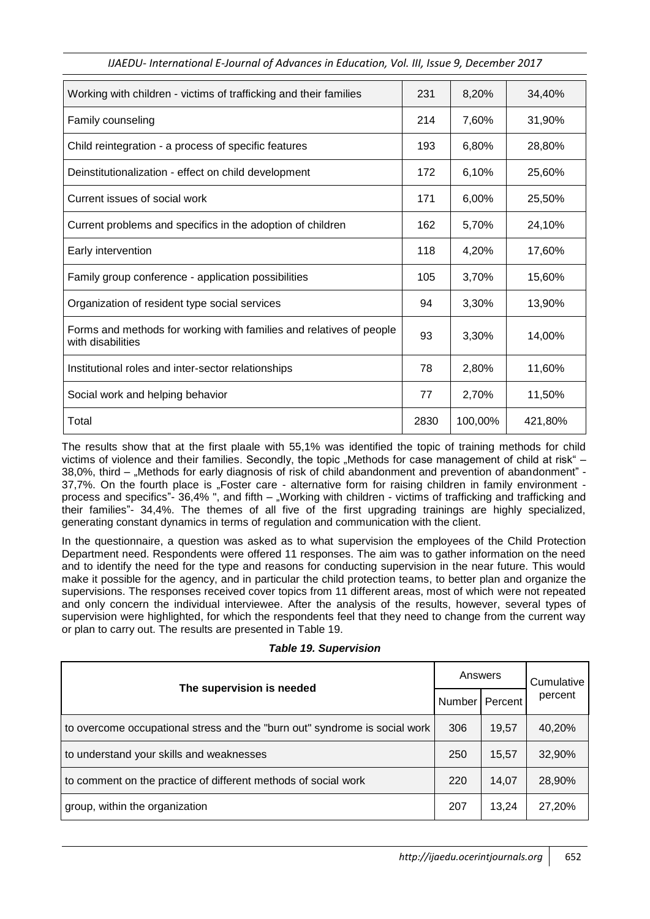| Working with children - victims of trafficking and their families | 231 | 8,20% | 34,40% |
|---|---|---|---|
| Family counseling | 214 | 7,60% | 31,90% |
| Child reintegration - a process of specific features | 193 | 6,80% | 28,80% |
| Deinstitutionalization - effect on child development | 172 | 6,10% | 25,60% |
| Current issues of social work | 171 | 6,00% | 25,50% |
| Current problems and specifics in the adoption of children | 162 | 5,70% | 24,10% |
| Early intervention | 118 | 4,20% | 17,60% |
| Family group conference - application possibilities | 105 | 3,70% | 15,60% |
| Organization of resident type social services | 94 | 3,30% | 13,90% |
| Forms and methods for working with families and relatives of people with disabilities | 93 | 3,30% | 14,00% |
| Institutional roles and inter-sector relationships | 78 | 2,80% | 11,60% |
| Social work and helping behavior | 77 | 2,70% | 11,50% |
| Total | 2830 | 100,00% | 421,80% |

The results show that at the first plaale with 55,1% was identified the topic of training methods for child victims of violence and their families. Secondly, the topic „Methods for case management of child at risk" – 38,0%, third – „Methods for early diagnosis of risk of child abandonment and prevention of abandonment" - 37,7%. On the fourth place is „Foster care - alternative form for raising children in family environment - process and specifics"- 36,4% ", and fifth – „Working with children - victims of trafficking and trafficking and their families"- 34,4%. The themes of all five of the first upgrading trainings are highly specialized, generating constant dynamics in terms of regulation and communication with the client.

In the questionnaire, a question was asked as to what supervision the employees of the Child Protection Department need. Respondents were offered 11 responses. The aim was to gather information on the need and to identify the need for the type and reasons for conducting supervision in the near future. This would make it possible for the agency, and in particular the child protection teams, to better plan and organize the supervisions. The responses received cover topics from 11 different areas, most of which were not repeated and only concern the individual interviewee. After the analysis of the results, however, several types of supervision were highlighted, for which the respondents feel that they need to change from the current way or plan to carry out. The results are presented in Table 19.

***Table 19. Supervision***

| The supervision is needed | Answers | | Cumulative percent |
|---|---|---|---|
| | Number | Percent | |
| to overcome occupational stress and the "burn out" syndrome is social work | 306 | 19,57 | 40,20% |
| to understand your skills and weaknesses | 250 | 15,57 | 32,90% |
| to comment on the practice of different methods of social work | 220 | 14,07 | 28,90% |
| group, within the organization | 207 | 13,24 | 27,20% |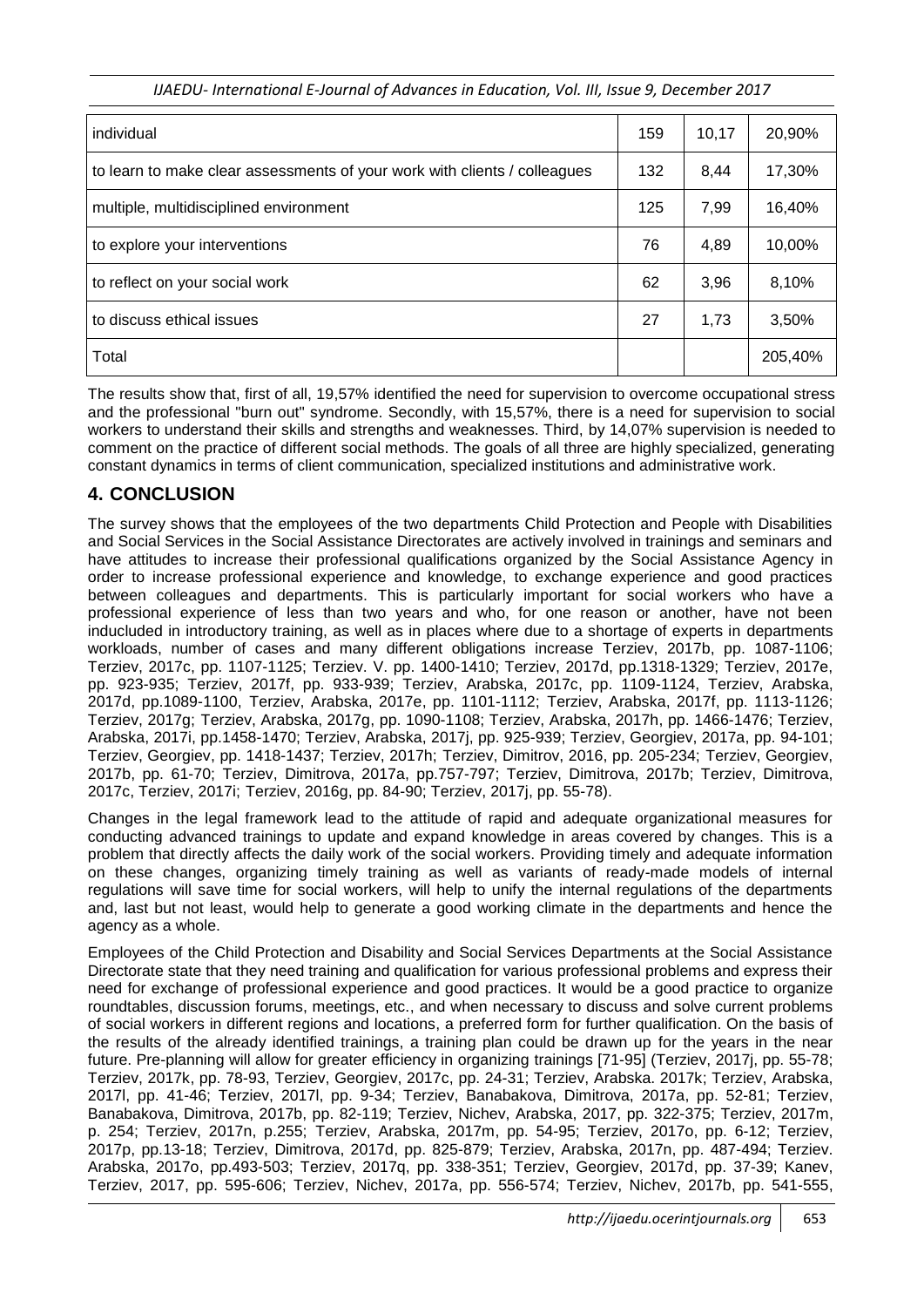| | | | |
|---|---|---|---|
| individual | 159 | 10,17 | 20,90% |
| to learn to make clear assessments of your work with clients / colleagues | 132 | 8,44 | 17,30% |
| multiple, multidisciplined environment | 125 | 7,99 | 16,40% |
| to explore your interventions | 76 | 4,89 | 10,00% |
| to reflect on your social work | 62 | 3,96 | 8,10% |
| to discuss ethical issues | 27 | 1,73 | 3,50% |
| Total | | | 205,40% |

The results show that, first of all, 19,57% identified the need for supervision to overcome occupational stress and the professional "burn out" syndrome. Secondly, with 15,57%, there is a need for supervision to social workers to understand their skills and strengths and weaknesses. Third, by 14,07% supervision is needed to comment on the practice of different social methods. The goals of all three are highly specialized, generating constant dynamics in terms of client communication, specialized institutions and administrative work.

## 4. CONCLUSION

The survey shows that the employees of the two departments Child Protection and People with Disabilities and Social Services in the Social Assistance Directorates are actively involved in trainings and seminars and have attitudes to increase their professional qualifications organized by the Social Assistance Agency in order to increase professional experience and knowledge, to exchange experience and good practices between colleagues and departments. This is particularly important for social workers who have a professional experience of less than two years and who, for one reason or another, have not been inducluded in introductory training, as well as in places where due to a shortage of experts in departments workloads, number of cases and many different obligations increase Terziev, 2017b, pp. 1087-1106; Terziev, 2017c, pp. 1107-1125; Terziev. V. pp. 1400-1410; Terziev, 2017d, pp.1318-1329; Terziev, 2017e, pp. 923-935; Terziev, 2017f, pp. 933-939; Terziev, Arabska, 2017c, pp. 1109-1124, Terziev, Arabska, 2017d, pp.1089-1100, Terziev, Arabska, 2017e, pp. 1101-1112; Terziev, Arabska, 2017f, pp. 1113-1126; Terziev, 2017g; Terziev, Arabska, 2017g, pp. 1090-1108; Terziev, Arabska, 2017h, pp. 1466-1476; Terziev, Arabska, 2017i, pp.1458-1470; Terziev, Arabska, 2017j, pp. 925-939; Terziev, Georgiev, 2017a, pp. 94-101; Terziev, Georgiev, pp. 1418-1437; Terziev, 2017h; Terziev, Dimitrov, 2016, pp. 205-234; Terziev, Georgiev, 2017b, pp. 61-70; Terziev, Dimitrova, 2017a, pp.757-797; Terziev, Dimitrova, 2017b; Terziev, Dimitrova, 2017c, Terziev, 2017i; Terziev, 2016g, pp. 84-90; Terziev, 2017j, pp. 55-78).

Changes in the legal framework lead to the attitude of rapid and adequate organizational measures for conducting advanced trainings to update and expand knowledge in areas covered by changes. This is a problem that directly affects the daily work of the social workers. Providing timely and adequate information on these changes, organizing timely training as well as variants of ready-made models of internal regulations will save time for social workers, will help to unify the internal regulations of the departments and, last but not least, would help to generate a good working climate in the departments and hence the agency as a whole.

Employees of the Child Protection and Disability and Social Services Departments at the Social Assistance Directorate state that they need training and qualification for various professional problems and express their need for exchange of professional experience and good practices. It would be a good practice to organize roundtables, discussion forums, meetings, etc., and when necessary to discuss and solve current problems of social workers in different regions and locations, a preferred form for further qualification. On the basis of the results of the already identified trainings, a training plan could be drawn up for the years in the near future. Pre-planning will allow for greater efficiency in organizing trainings [71-95] (Terziev, 2017j, pp. 55-78; Terziev, 2017k, pp. 78-93, Terziev, Georgiev, 2017c, pp. 24-31; Terziev, Arabska. 2017k; Terziev, Arabska, 2017l, pp. 41-46; Terziev, 2017l, pp. 9-34; Terziev, Banabakova, Dimitrova, 2017a, pp. 52-81; Terziev, Banabakova, Dimitrova, 2017b, pp. 82-119; Terziev, Nichev, Arabska, 2017, pp. 322-375; Terziev, 2017m, p. 254; Terziev, 2017n, p.255; Terziev, Arabska, 2017m, pp. 54-95; Terziev, 2017o, pp. 6-12; Terziev, 2017p, pp.13-18; Terziev, Dimitrova, 2017d, pp. 825-879; Terziev, Arabska, 2017n, pp. 487-494; Terziev. Arabska, 2017o, pp.493-503; Terziev, 2017q, pp. 338-351; Terziev, Georgiev, 2017d, pp. 37-39; Kanev, Terziev, 2017, pp. 595-606; Terziev, Nichev, 2017a, pp. 556-574; Terziev, Nichev, 2017b, pp. 541-555,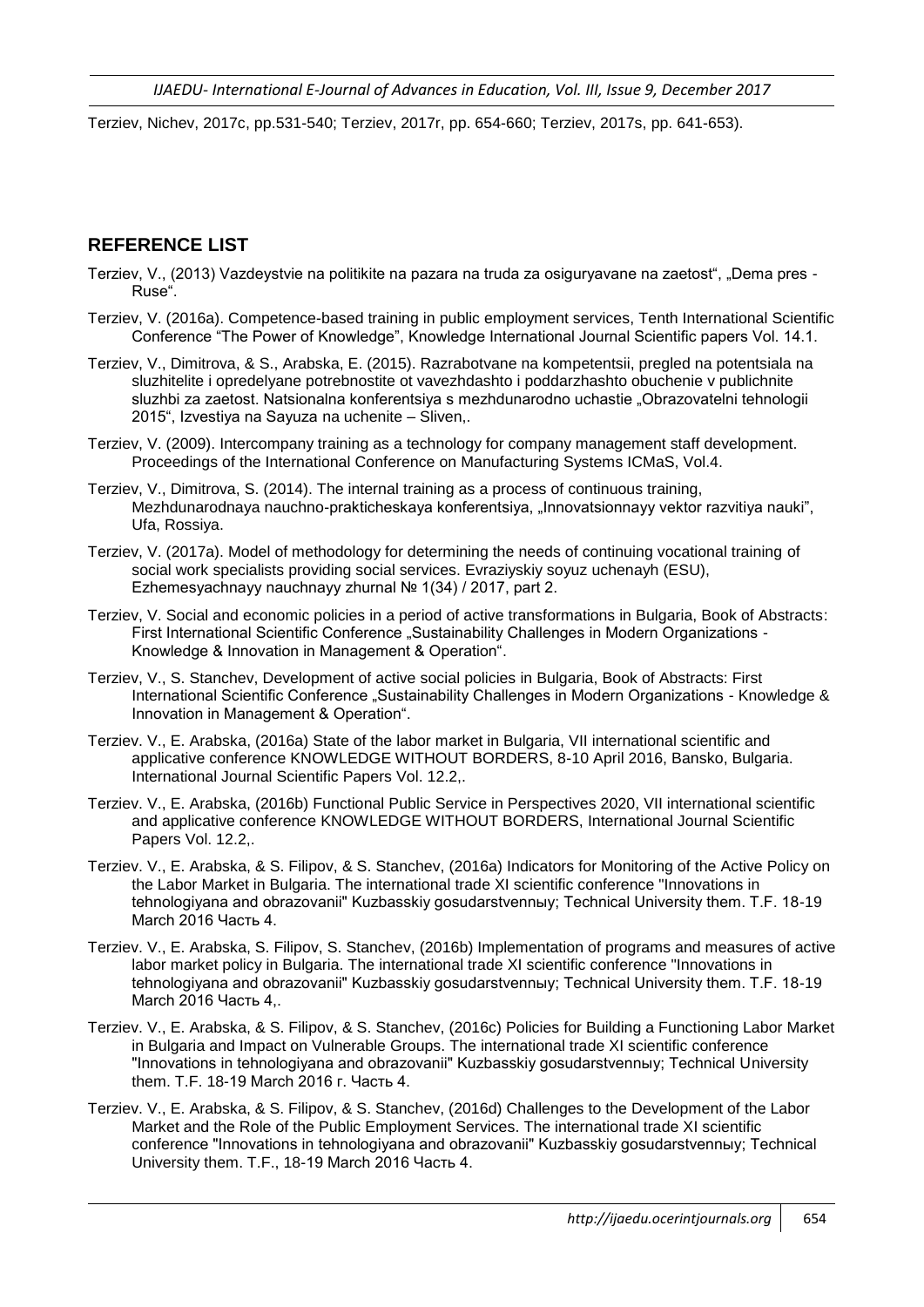Terziev, Nichev, 2017c, pp.531-540; Terziev, 2017r, pp. 654-660; Terziev, 2017s, pp. 641-653).

## REFERENCE LIST

Terziev, V., (2013) Vazdeystvie na politikite na pazara na truda za osiguryavane na zaetost“, „Dema pres - Ruse“.

Terziev, V. (2016a). Competence-based training in public employment services, Tenth International Scientific Conference “The Power of Knowledge”, Knowledge International Journal Scientific papers Vol. 14.1.

Terziev, V., Dimitrova, & S., Arabska, E. (2015). Razrabotvane na kompetentsii, pregled na potentsiala na sluzhitelite i opredelyane potrebnostite ot vavezhdashto i poddarzhashto obuchenie v publichnite sluzhbi za zaetost. Natsionalna konferentsiya s mezhdunarodno uchastie „Obrazovatelni tehnologii 2015“, Izvestiya na Sayuza na uchenite – Sliven,.

Terziev, V. (2009). Intercompany training as a technology for company management staff development. Proceedings of the International Conference on Manufacturing Systems ICMaS, Vol.4.

Terziev, V., Dimitrova, S. (2014). The internal training as a process of continuous training, Mezhdunarodnaya nauchno-prakticheskaya konferentsiya, „Innovatsionnayy vektor razvitiya nauki“, Ufa, Rossiya.

Terziev, V. (2017a). Model of methodology for determining the needs of continuing vocational training of social work specialists providing social services. Evraziyskiy soyuz uchenayh (ESU), Ezhemesyachnayy nauchnayy zhurnal № 1(34) / 2017, part 2.

Terziev, V. Social and economic policies in a period of active transformations in Bulgaria, Book of Abstracts: First International Scientific Conference „Sustainability Challenges in Modern Organizations - Knowledge & Innovation in Management & Operation“.

Terziev, V., S. Stanchev, Development of active social policies in Bulgaria, Book of Abstracts: First International Scientific Conference „Sustainability Challenges in Modern Organizations - Knowledge & Innovation in Management & Operation“.

Terziev. V., E. Arabska, (2016a) State of the labor market in Bulgaria, VII international scientific and applicative conference KNOWLEDGE WITHOUT BORDERS, 8-10 April 2016, Bansko, Bulgaria. International Journal Scientific Papers Vol. 12.2,.

Terziev. V., E. Arabska, (2016b) Functional Public Service in Perspectives 2020, VII international scientific and applicative conference KNOWLEDGE WITHOUT BORDERS, International Journal Scientific Papers Vol. 12.2,.

Terziev. V., E. Arabska, & S. Filipov, & S. Stanchev, (2016a) Indicators for Monitoring of the Active Policy on the Labor Market in Bulgaria. The international trade XI scientific conference "Innovations in tehnologiyana and obrazovanii" Kuzbasskiy gosudarstvennыy; Technical University them. T.F. 18-19 March 2016 Часть 4.

Terziev. V., E. Arabska, S. Filipov, S. Stanchev, (2016b) Implementation of programs and measures of active labor market policy in Bulgaria. The international trade XI scientific conference "Innovations in tehnologiyana and obrazovanii" Kuzbasskiy gosudarstvennыy; Technical University them. T.F. 18-19 March 2016 Часть 4,.

Terziev. V., E. Arabska, & S. Filipov, & S. Stanchev, (2016c) Policies for Building a Functioning Labor Market in Bulgaria and Impact on Vulnerable Groups. The international trade XI scientific conference "Innovations in tehnologiyana and obrazovanii" Kuzbasskiy gosudarstvennыy; Technical University them. T.F. 18-19 March 2016 г. Часть 4.

Terziev. V., E. Arabska, & S. Filipov, & S. Stanchev, (2016d) Challenges to the Development of the Labor Market and the Role of the Public Employment Services. The international trade XI scientific conference "Innovations in tehnologiyana and obrazovanii" Kuzbasskiy gosudarstvennыy; Technical University them. T.F., 18-19 March 2016 Часть 4.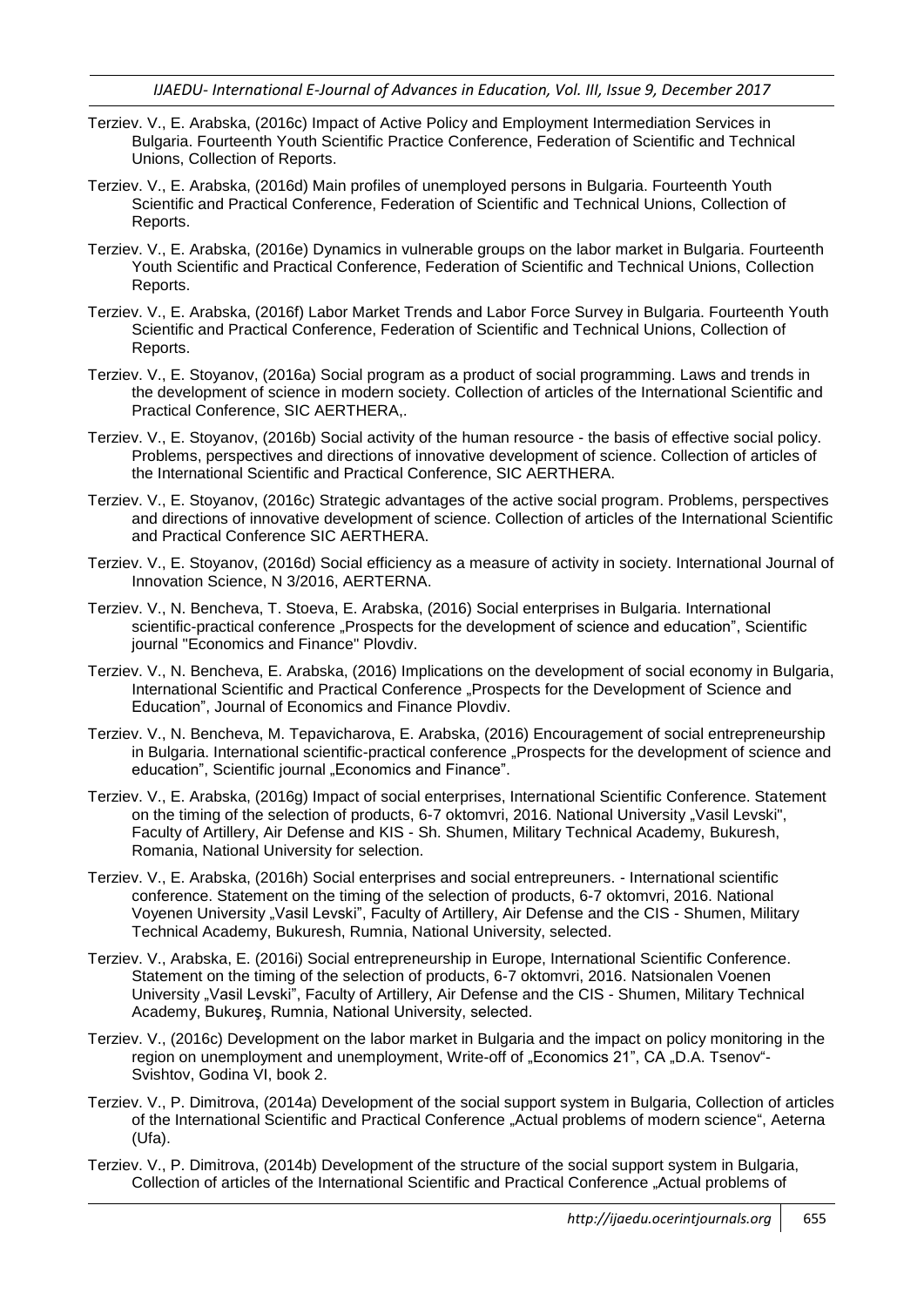Terziev. V., E. Arabska, (2016c) Impact of Active Policy and Employment Intermediation Services in Bulgaria. Fourteenth Youth Scientific Practice Conference, Federation of Scientific and Technical Unions, Collection of Reports.

Terziev. V., E. Arabska, (2016d) Main profiles of unemployed persons in Bulgaria. Fourteenth Youth Scientific and Practical Conference, Federation of Scientific and Technical Unions, Collection of Reports.

Terziev. V., E. Arabska, (2016e) Dynamics in vulnerable groups on the labor market in Bulgaria. Fourteenth Youth Scientific and Practical Conference, Federation of Scientific and Technical Unions, Collection Reports.

Terziev. V., E. Arabska, (2016f) Labor Market Trends and Labor Force Survey in Bulgaria. Fourteenth Youth Scientific and Practical Conference, Federation of Scientific and Technical Unions, Collection of Reports.

Terziev. V., E. Stoyanov, (2016a) Social program as a product of social programming. Laws and trends in the development of science in modern society. Collection of articles of the International Scientific and Practical Conference, SIC AERTHERA,.

Terziev. V., E. Stoyanov, (2016b) Social activity of the human resource - the basis of effective social policy. Problems, perspectives and directions of innovative development of science. Collection of articles of the International Scientific and Practical Conference, SIC AERTHERA.

Terziev. V., E. Stoyanov, (2016c) Strategic advantages of the active social program. Problems, perspectives and directions of innovative development of science. Collection of articles of the International Scientific and Practical Conference SIC AERTHERA.

Terziev. V., E. Stoyanov, (2016d) Social efficiency as a measure of activity in society. International Journal of Innovation Science, N 3/2016, AERTERNA.

Terziev. V., N. Bencheva, T. Stoeva, E. Arabska, (2016) Social enterprises in Bulgaria. International scientific-practical conference „Prospects for the development of science and education", Scientific journal "Economics and Finance" Plovdiv.

Terziev. V., N. Bencheva, E. Arabska, (2016) Implications on the development of social economy in Bulgaria, International Scientific and Practical Conference „Prospects for the Development of Science and Education", Journal of Economics and Finance Plovdiv.

Terziev. V., N. Bencheva, M. Tepavicharova, E. Arabska, (2016) Encouragement of social entrepreneurship in Bulgaria. International scientific-practical conference „Prospects for the development of science and education", Scientific journal „Economics and Finance".

Terziev. V., E. Arabska, (2016g) Impact of social enterprises, International Scientific Conference. Statement on the timing of the selection of products, 6-7 oktomvri, 2016. National University „Vasil Levski", Faculty of Artillery, Air Defense and KIS - Sh. Shumen, Military Technical Academy, Bukuresh, Romania, National University for selection.

Terziev. V., E. Arabska, (2016h) Social enterprises and social entrepreuners. - International scientific conference. Statement on the timing of the selection of products, 6-7 oktomvri, 2016. National Voyenen University „Vasil Levski", Faculty of Artillery, Air Defense and the CIS - Shumen, Military Technical Academy, Bukuresh, Rumnia, National University, selected.

Terziev. V., Arabska, E. (2016i) Social entrepreneurship in Europe, International Scientific Conference. Statement on the timing of the selection of products, 6-7 oktomvri, 2016. Natsionalen Voenen University „Vasil Levski", Faculty of Artillery, Air Defense and the CIS - Shumen, Military Technical Academy, Bukureş, Rumnia, National University, selected.

Terziev. V., (2016c) Development on the labor market in Bulgaria and the impact on policy monitoring in the region on unemployment and unemployment, Write-off of „Economics 21", CA „D.A. Tsenov"- Svishtov, Godina VI, book 2.

Terziev. V., P. Dimitrova, (2014a) Development of the social support system in Bulgaria, Collection of articles of the International Scientific and Practical Conference „Actual problems of modern science", Aeterna (Ufa).

Terziev. V., P. Dimitrova, (2014b) Development of the structure of the social support system in Bulgaria, Collection of articles of the International Scientific and Practical Conference „Actual problems of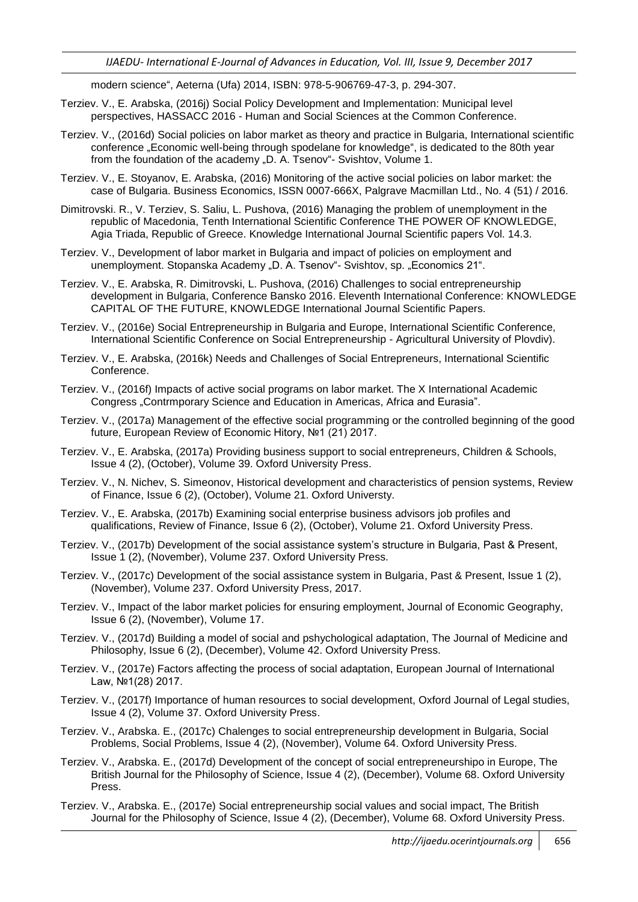modern science", Aeterna (Ufa) 2014, ISBN: 978-5-906769-47-3, p. 294-307.

Terziev. V., E. Arabska, (2016j) Social Policy Development and Implementation: Municipal level perspectives, HASSACC 2016 - Human and Social Sciences at the Common Conference.

Terziev. V., (2016d) Social policies on labor market as theory and practice in Bulgaria, International scientific conference „Economic well-being through spodelane for knowledge", is dedicated to the 80th year from the foundation of the academy „D. A. Tsenov"- Svishtov, Volume 1.

Terziev. V., E. Stoyanov, E. Arabska, (2016) Monitoring of the active social policies on labor market: the case of Bulgaria. Business Economics, ISSN 0007-666X, Palgrave Macmillan Ltd., No. 4 (51) / 2016.

Dimitrovski. R., V. Terziev, S. Saliu, L. Pushova, (2016) Managing the problem of unemployment in the republic of Macedonia, Tenth International Scientific Conference THE POWER OF KNOWLEDGE, Agia Triada, Republic of Greece. Knowledge International Journal Scientific papers Vol. 14.3.

Terziev. V., Development of labor market in Bulgaria and impact of policies on employment and unemployment. Stopanska Academy „D. A. Tsenov"- Svishtov, sp. „Economics 21".

Terziev. V., E. Arabska, R. Dimitrovski, L. Pushova, (2016) Challenges to social entrepreneurship development in Bulgaria, Conference Bansko 2016. Eleventh International Conference: KNOWLEDGE CAPITAL OF THE FUTURE, KNOWLEDGE International Journal Scientific Papers.

Terziev. V., (2016e) Social Entrepreneurship in Bulgaria and Europe, International Scientific Conference, International Scientific Conference on Social Entrepreneurship - Agricultural University of Plovdiv).

Terziev. V., E. Arabska, (2016k) Needs and Challenges of Social Entrepreneurs, International Scientific Conference.

Terziev. V., (2016f) Impacts of active social programs on labor market. The X International Academic Congress „Contrmporary Science and Education in Americas, Africa and Eurasia".

Terziev. V., (2017a) Management of the effective social programming or the controlled beginning of the good future, European Review of Economic Hitory, №1 (21) 2017.

Terziev. V., E. Arabska, (2017a) Providing business support to social entrepreneurs, Children & Schools, Issue 4 (2), (October), Volume 39. Oxford University Press.

Terziev. V., N. Nichev, S. Simeonov, Historical development and characteristics of pension systems, Review of Finance, Issue 6 (2), (October), Volume 21. Oxford Universty.

Terziev. V., E. Arabska, (2017b) Examining social enterprise business advisors job profiles and qualifications, Review of Finance, Issue 6 (2), (October), Volume 21. Oxford University Press.

Terziev. V., (2017b) Development of the social assistance system's structure in Bulgaria, Past & Present, Issue 1 (2), (November), Volume 237. Oxford University Press.

Terziev. V., (2017c) Development of the social assistance system in Bulgaria, Past & Present, Issue 1 (2), (November), Volume 237. Oxford University Press, 2017.

Terziev. V., Impact of the labor market policies for ensuring employment, Journal of Economic Geography, Issue 6 (2), (November), Volume 17.

Terziev. V., (2017d) Building a model of social and pshychological adaptation, The Journal of Medicine and Philosophy, Issue 6 (2), (December), Volume 42. Oxford University Press.

Terziev. V., (2017e) Factors affecting the process of social adaptation, European Journal of International Law, №1(28) 2017.

Terziev. V., (2017f) Importance of human resources to social development, Oxford Journal of Legal studies, Issue 4 (2), Volume 37. Oxford University Press.

Terziev. V., Arabska. E., (2017c) Chalenges to social entrepreneurship development in Bulgaria, Social Problems, Social Problems, Issue 4 (2), (November), Volume 64. Oxford University Press.

Terziev. V., Arabska. E., (2017d) Development of the concept of social entrepreneurshipo in Europe, The British Journal for the Philosophy of Science, Issue 4 (2), (December), Volume 68. Oxford University Press.

Terziev. V., Arabska. E., (2017e) Social entrepreneurship social values and social impact, The British Journal for the Philosophy of Science, Issue 4 (2), (December), Volume 68. Oxford University Press.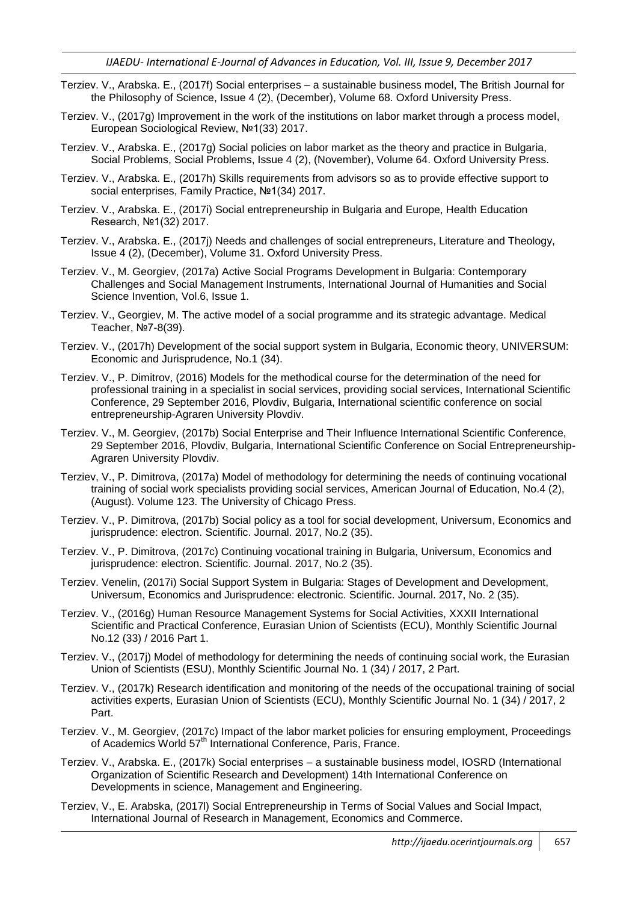Terziev. V., Arabska. E., (2017f) Social enterprises – a sustainable business model, The British Journal for the Philosophy of Science, Issue 4 (2), (December), Volume 68. Oxford University Press.

Terziev. V., (2017g) Improvement in the work of the institutions on labor market through a process model, European Sociological Review, №1(33) 2017.

Terziev. V., Arabska. E., (2017g) Social policies on labor market as the theory and practice in Bulgaria, Social Problems, Social Problems, Issue 4 (2), (November), Volume 64. Oxford University Press.

Terziev. V., Arabska. E., (2017h) Skills requirements from advisors so as to provide effective support to social enterprises, Family Practice, №1(34) 2017.

Terziev. V., Arabska. E., (2017i) Social entrepreneurship in Bulgaria and Europe, Health Education Research, №1(32) 2017.

Terziev. V., Arabska. E., (2017j) Needs and challenges of social entrepreneurs, Literature and Theology, Issue 4 (2), (December), Volume 31. Oxford University Press.

Terziev. V., M. Georgiev, (2017a) Active Social Programs Development in Bulgaria: Contemporary Challenges and Social Management Instruments, International Journal of Humanities and Social Science Invention, Vol.6, Issue 1.

Terziev. V., Georgiev, M. The active model of a social programme and its strategic advantage. Medical Teacher, №7-8(39).

Terziev. V., (2017h) Development of the social support system in Bulgaria, Economic theory, UNIVERSUM: Economic and Jurisprudence, No.1 (34).

Terziev. V., P. Dimitrov, (2016) Models for the methodical course for the determination of the need for professional training in a specialist in social services, providing social services, International Scientific Conference, 29 September 2016, Plovdiv, Bulgaria, International scientific conference on social entrepreneurship-Agraren University Plovdiv.

Terziev. V., M. Georgiev, (2017b) Social Enterprise and Their Influence International Scientific Conference, 29 September 2016, Plovdiv, Bulgaria, International Scientific Conference on Social Entrepreneurship-Agraren University Plovdiv.

Terziev, V., P. Dimitrova, (2017a) Model of methodology for determining the needs of continuing vocational training of social work specialists providing social services, American Journal of Education, No.4 (2), (August). Volume 123. The University of Chicago Press.

Terziev. V., P. Dimitrova, (2017b) Social policy as a tool for social development, Universum, Economics and jurisprudence: electron. Scientific. Journal. 2017, No.2 (35).

Terziev. V., P. Dimitrova, (2017c) Continuing vocational training in Bulgaria, Universum, Economics and jurisprudence: electron. Scientific. Journal. 2017, No.2 (35).

Terziev. Venelin, (2017i) Social Support System in Bulgaria: Stages of Development and Development, Universum, Economics and Jurisprudence: electronic. Scientific. Journal. 2017, No. 2 (35).

Terziev. V., (2016g) Human Resource Management Systems for Social Activities, XXXII International Scientific and Practical Conference, Eurasian Union of Scientists (ECU), Monthly Scientific Journal No.12 (33) / 2016 Part 1.

Terziev. V., (2017j) Model of methodology for determining the needs of continuing social work, the Eurasian Union of Scientists (ESU), Monthly Scientific Journal No. 1 (34) / 2017, 2 Part.

Terziev. V., (2017k) Research identification and monitoring of the needs of the occupational training of social activities experts, Eurasian Union of Scientists (ECU), Monthly Scientific Journal No. 1 (34) / 2017, 2 Part.

Terziev. V., M. Georgiev, (2017c) Impact of the labor market policies for ensuring employment, Proceedings of Academics World 57th International Conference, Paris, France.

Terziev. V., Arabska. E., (2017k) Social enterprises – a sustainable business model, IOSRD (International Organization of Scientific Research and Development) 14th International Conference on Developments in science, Management and Engineering.

Terziev, V., E. Arabska, (2017l) Social Entrepreneurship in Terms of Social Values and Social Impact, International Journal of Research in Management, Economics and Commerce.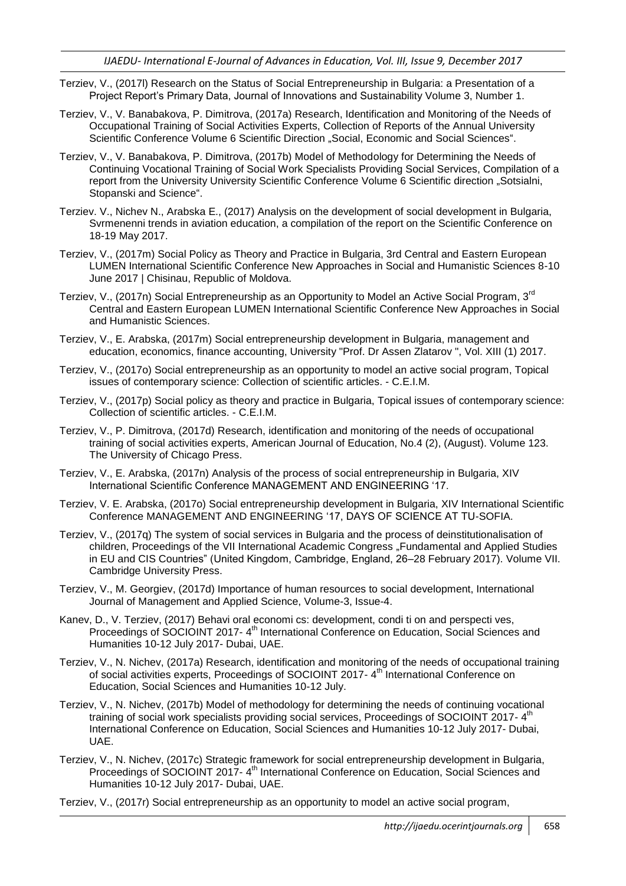Terziev, V., (2017l) Research on the Status of Social Entrepreneurship in Bulgaria: a Presentation of a Project Report's Primary Data, Journal of Innovations and Sustainability Volume 3, Number 1.

Terziev, V., V. Banabakova, P. Dimitrova, (2017a) Research, Identification and Monitoring of the Needs of Occupational Training of Social Activities Experts, Collection of Reports of the Annual University Scientific Conference Volume 6 Scientific Direction „Social, Economic and Social Sciences".

Terziev, V., V. Banabakova, P. Dimitrova, (2017b) Model of Methodology for Determining the Needs of Continuing Vocational Training of Social Work Specialists Providing Social Services, Compilation of a report from the University University Scientific Conference Volume 6 Scientific direction „Sotsialni, Stopanski and Science".

Terziev. V., Nichev N., Arabska E., (2017) Analysis on the development of social development in Bulgaria, Svrmenenni trends in aviation education, a compilation of the report on the Scientific Conference on 18-19 May 2017.

Terziev, V., (2017m) Social Policy as Theory and Practice in Bulgaria, 3rd Central and Eastern European LUMEN International Scientific Conference New Approaches in Social and Humanistic Sciences 8-10 June 2017 | Chisinau, Republic of Moldova.

Terziev, V., (2017n) Social Entrepreneurship as an Opportunity to Model an Active Social Program, 3rd Central and Eastern European LUMEN International Scientific Conference New Approaches in Social and Humanistic Sciences.

Terziev, V., E. Arabska, (2017m) Social entrepreneurship development in Bulgaria, management and education, economics, finance accounting, University "Prof. Dr Assen Zlatarov ", Vol. XIII (1) 2017.

Terziev, V., (2017o) Social entrepreneurship as an opportunity to model an active social program, Topical issues of contemporary science: Collection of scientific articles. - C.E.I.M.

Terziev, V., (2017p) Social policy as theory and practice in Bulgaria, Topical issues of contemporary science: Collection of scientific articles. - C.E.I.M.

Terziev, V., P. Dimitrova, (2017d) Research, identification and monitoring of the needs of occupational training of social activities experts, American Journal of Education, No.4 (2), (August). Volume 123. The University of Chicago Press.

Terziev, V., E. Arabska, (2017n) Analysis of the process of social entrepreneurship in Bulgaria, XIV International Scientific Conference MANAGEMENT AND ENGINEERING '17.

Terziev, V. E. Arabska, (2017o) Social entrepreneurship development in Bulgaria, XIV International Scientific Conference MANAGEMENT AND ENGINEERING '17, DAYS OF SCIENCE AT TU-SOFIA.

Terziev, V., (2017q) The system of social services in Bulgaria and the process of deinstitutionalisation of children, Proceedings of the VII International Academic Congress „Fundamental and Applied Studies in EU and CIS Countries" (United Kingdom, Cambridge, England, 26–28 February 2017). Volume VII. Cambridge University Press.

Terziev, V., M. Georgiev, (2017d) Importance of human resources to social development, International Journal of Management and Applied Science, Volume-3, Issue-4.

Kanev, D., V. Terziev, (2017) Behavi oral economi cs: development, condi ti on and perspecti ves, Proceedings of SOCIOINT 2017- 4th International Conference on Education, Social Sciences and Humanities 10-12 July 2017- Dubai, UAE.

Terziev, V., N. Nichev, (2017a) Research, identification and monitoring of the needs of occupational training of social activities experts, Proceedings of SOCIOINT 2017- 4th International Conference on Education, Social Sciences and Humanities 10-12 July.

Terziev, V., N. Nichev, (2017b) Model of methodology for determining the needs of continuing vocational training of social work specialists providing social services, Proceedings of SOCIOINT 2017- 4th International Conference on Education, Social Sciences and Humanities 10-12 July 2017- Dubai, UAE.

Terziev, V., N. Nichev, (2017c) Strategic framework for social entrepreneurship development in Bulgaria, Proceedings of SOCIOINT 2017- 4th International Conference on Education, Social Sciences and Humanities 10-12 July 2017- Dubai, UAE.

Terziev, V., (2017r) Social entrepreneurship as an opportunity to model an active social program,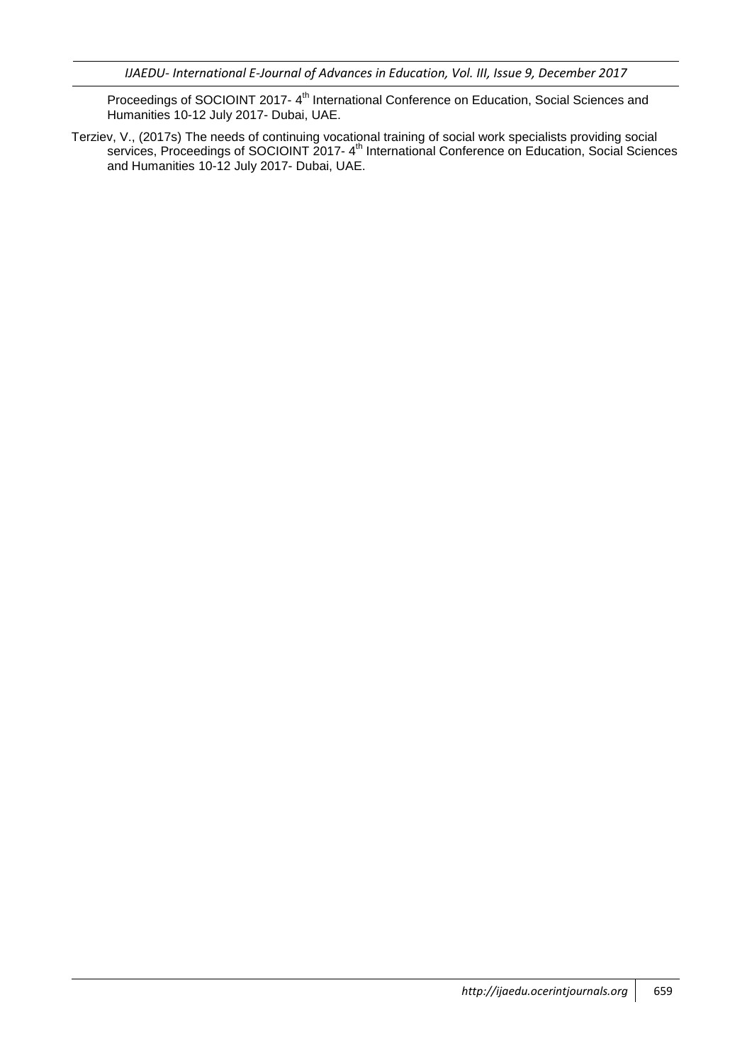Proceedings of SOCIOINT 2017- 4th International Conference on Education, Social Sciences and Humanities 10-12 July 2017- Dubai, UAE.

Terziev, V., (2017s) The needs of continuing vocational training of social work specialists providing social services, Proceedings of SOCIOINT 2017- 4th International Conference on Education, Social Sciences and Humanities 10-12 July 2017- Dubai, UAE.